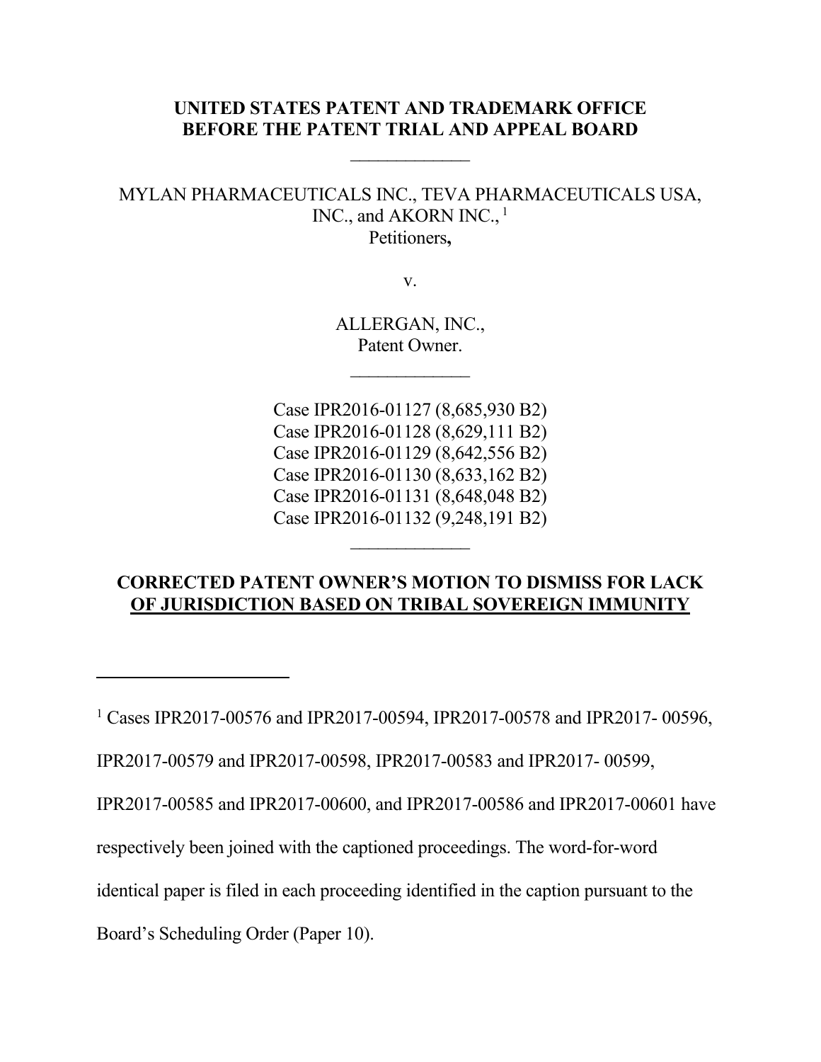**UNITED STATES PATENT AND TRADEMARK OFFICE**
**BEFORE THE PATENT TRIAL AND APPEAL BOARD**

\_\_\_\_\_\_\_\_\_\_\_\_\_

MYLAN PHARMACEUTICALS INC., TEVA PHARMACEUTICALS USA, INC., and AKORN INC.,[1]
Petitioners**,**

v.

ALLERGAN, INC.,
Patent Owner.

\_\_\_\_\_\_\_\_\_\_\_\_\_

Case IPR2016-01127 (8,685,930 B2)
Case IPR2016-01128 (8,629,111 B2)
Case IPR2016-01129 (8,642,556 B2)
Case IPR2016-01130 (8,633,162 B2)
Case IPR2016-01131 (8,648,048 B2)
Case IPR2016-01132 (9,248,191 B2)

\_\_\_\_\_\_\_\_\_\_\_\_\_

**CORRECTED PATENT OWNER'S MOTION TO DISMISS FOR LACK OF JURISDICTION BASED ON TRIBAL SOVEREIGN IMMUNITY**

---

[1] Cases IPR2017-00576 and IPR2017-00594, IPR2017-00578 and IPR2017- 00596, IPR2017-00579 and IPR2017-00598, IPR2017-00583 and IPR2017- 00599, IPR2017-00585 and IPR2017-00600, and IPR2017-00586 and IPR2017-00601 have respectively been joined with the captioned proceedings. The word-for-word identical paper is filed in each proceeding identified in the caption pursuant to the Board's Scheduling Order (Paper 10).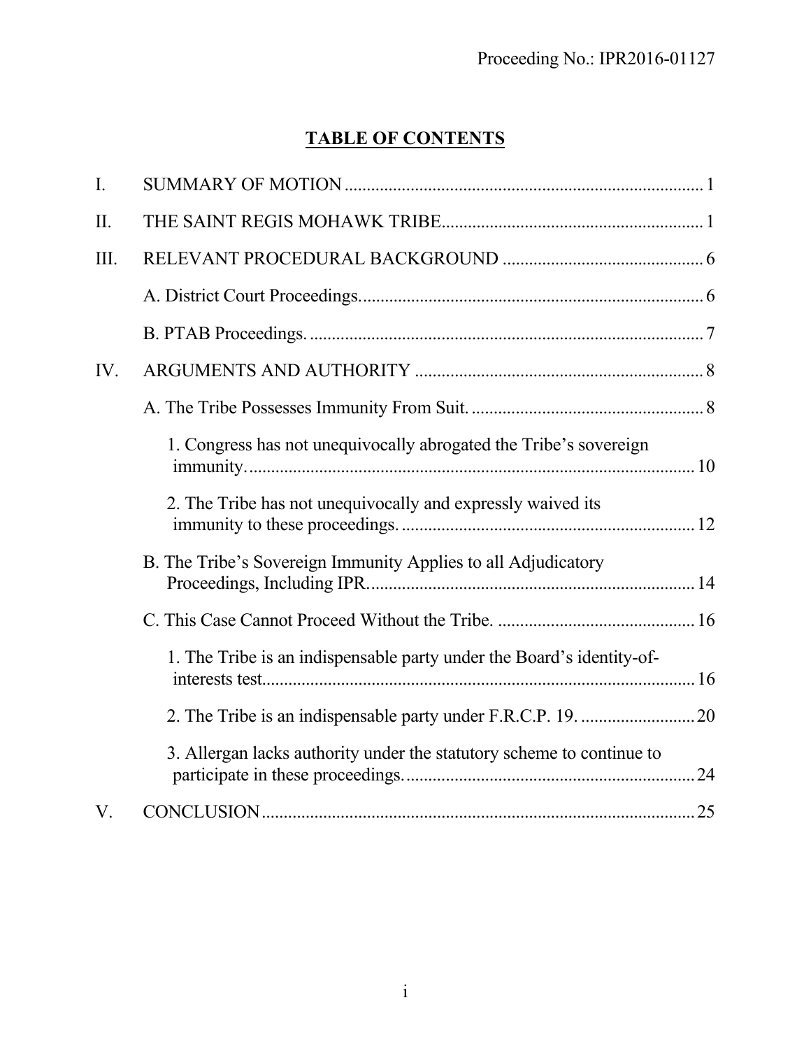# TABLE OF CONTENTS

| | | |
|---|---|---|
| I. | SUMMARY OF MOTION | 1 |
| II. | THE SAINT REGIS MOHAWK TRIBE | 1 |
| III. | RELEVANT PROCEDURAL BACKGROUND | 6 |
| | A. District Court Proceedings. | 6 |
| | B. PTAB Proceedings. | 7 |
| IV. | ARGUMENTS AND AUTHORITY | 8 |
| | A. The Tribe Possesses Immunity From Suit. | 8 |
| | 1. Congress has not unequivocally abrogated the Tribe's sovereign immunity. | 10 |
| | 2. The Tribe has not unequivocally and expressly waived its immunity to these proceedings. | 12 |
| | B. The Tribe's Sovereign Immunity Applies to all Adjudicatory Proceedings, Including IPR. | 14 |
| | C. This Case Cannot Proceed Without the Tribe. | 16 |
| | 1. The Tribe is an indispensable party under the Board's identity-of-interests test. | 16 |
| | 2. The Tribe is an indispensable party under F.R.C.P. 19. | 20 |
| | 3. Allergan lacks authority under the statutory scheme to continue to participate in these proceedings. | 24 |
| V. | CONCLUSION | 25 |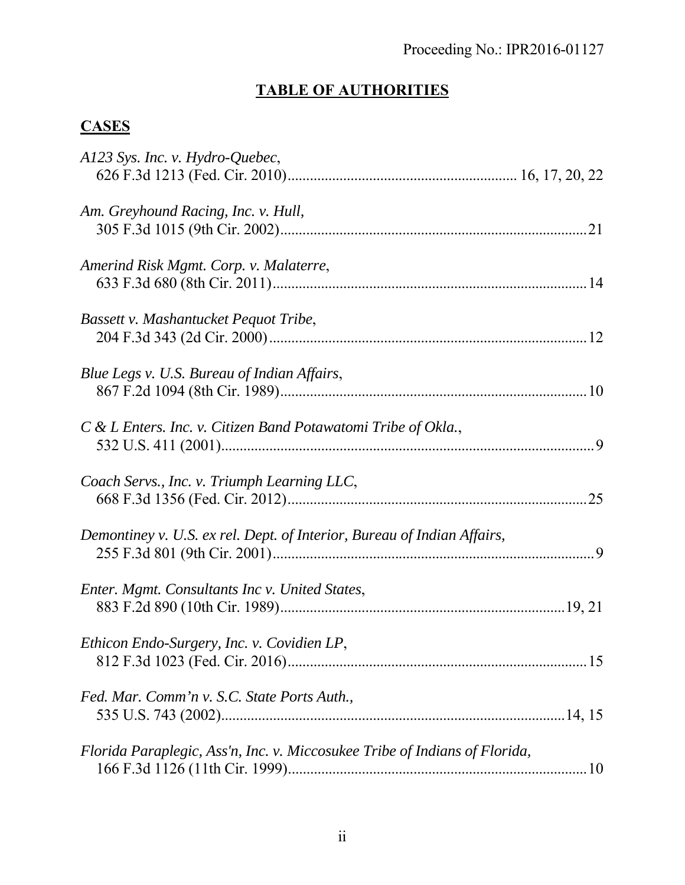# **TABLE OF AUTHORITIES**

## **CASES**

*A123 Sys. Inc. v. Hydro-Quebec*,
626 F.3d 1213 (Fed. Cir. 2010)............................................................. 16, 17, 20, 22

*Am. Greyhound Racing, Inc. v. Hull,*
305 F.3d 1015 (9th Cir. 2002).................................................................................21

*Amerind Risk Mgmt. Corp. v. Malaterre*,
633 F.3d 680 (8th Cir. 2011)...................................................................................14

*Bassett v. Mashantucket Pequot Tribe*,
204 F.3d 343 (2d Cir. 2000)....................................................................................12

*Blue Legs v. U.S. Bureau of Indian Affairs*,
867 F.2d 1094 (8th Cir. 1989).................................................................................10

*C & L Enters. Inc. v. Citizen Band Potawatomi Tribe of Okla.*,
532 U.S. 411 (2001)...................................................................................................9

*Coach Servs., Inc. v. Triumph Learning LLC*,
668 F.3d 1356 (Fed. Cir. 2012)...............................................................................25

*Demontiney v. U.S. ex rel. Dept. of Interior, Bureau of Indian Affairs,*
255 F.3d 801 (9th Cir. 2001).....................................................................................9

*Enter. Mgmt. Consultants Inc v. United States*,
883 F.2d 890 (10th Cir. 1989)............................................................................19, 21

*Ethicon Endo-Surgery, Inc. v. Covidien LP*,
812 F.3d 1023 (Fed. Cir. 2016)...............................................................................15

*Fed. Mar. Comm'n v. S.C. State Ports Auth.,*
535 U.S. 743 (2002)...........................................................................................14, 15

*Florida Paraplegic, Ass'n, Inc. v. Miccosukee Tribe of Indians of Florida,*
166 F.3d 1126 (11th Cir. 1999)...............................................................................10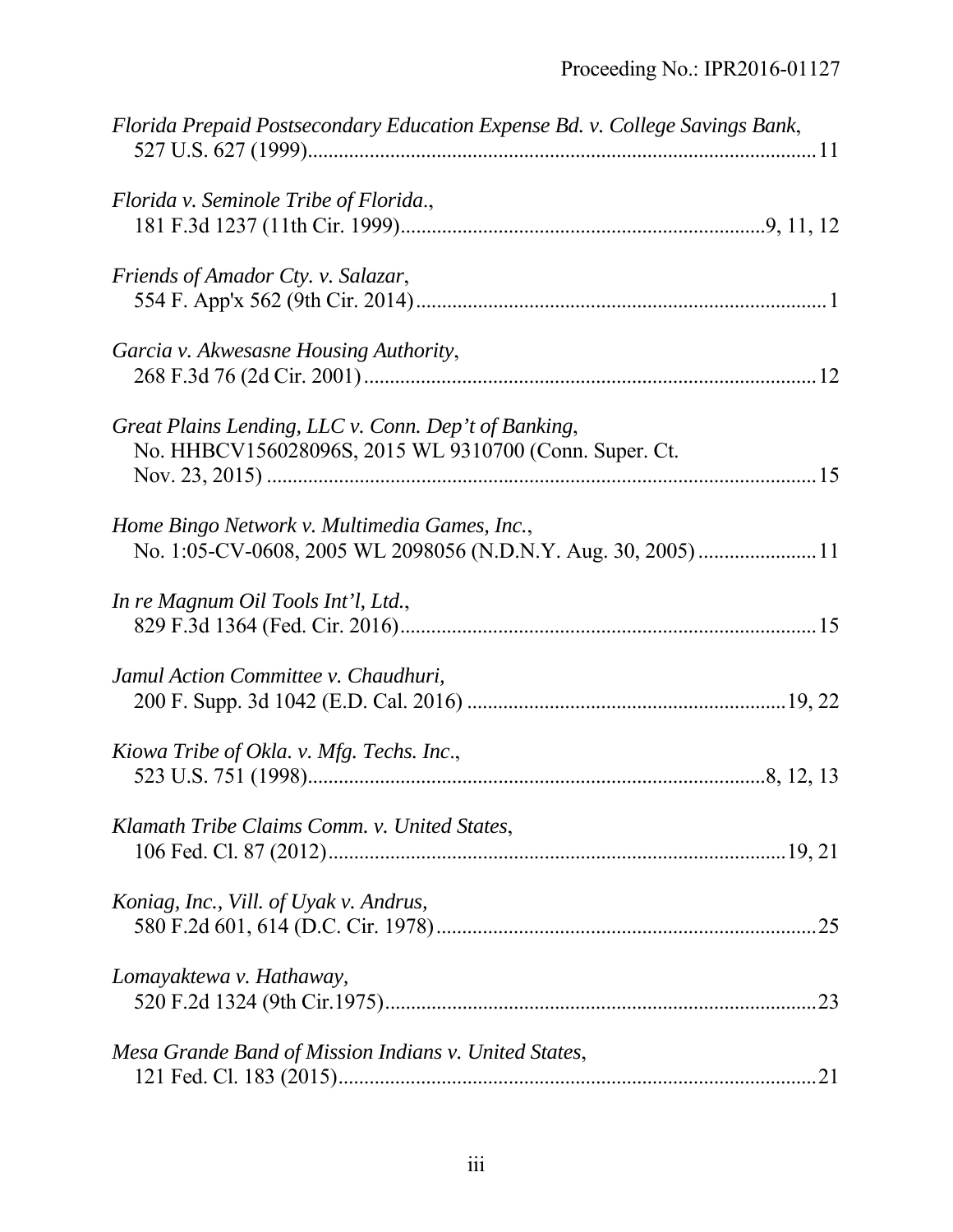*Florida Prepaid Postsecondary Education Expense Bd. v. College Savings Bank*,
527 U.S. 627 (1999)....................................................................................................11

*Florida v. Seminole Tribe of Florida*.,
181 F.3d 1237 (11th Cir. 1999)......................................................................9, 11, 12

*Friends of Amador Cty. v. Salazar*,
554 F. App'x 562 (9th Cir. 2014)...............................................................................1

*Garcia v. Akwesasne Housing Authority*,
268 F.3d 76 (2d Cir. 2001).......................................................................................12

*Great Plains Lending, LLC v. Conn. Dep't of Banking*,
No. HHBCV156028096S, 2015 WL 9310700 (Conn. Super. Ct.
Nov. 23, 2015) ..........................................................................................................15

*Home Bingo Network v. Multimedia Games, Inc.*,
No. 1:05-CV-0608, 2005 WL 2098056 (N.D.N.Y. Aug. 30, 2005) ......................11

*In re Magnum Oil Tools Int'l, Ltd.*,
829 F.3d 1364 (Fed. Cir. 2016)................................................................................15

*Jamul Action Committee v. Chaudhuri,*
200 F. Supp. 3d 1042 (E.D. Cal. 2016) .............................................................19, 22

*Kiowa Tribe of Okla. v. Mfg. Techs. Inc*.,
523 U.S. 751 (1998).........................................................................................8, 12, 13

*Klamath Tribe Claims Comm. v. United States*,
106 Fed. Cl. 87 (2012)........................................................................................19, 21

*Koniag, Inc., Vill. of Uyak v. Andrus,*
580 F.2d 601, 614 (D.C. Cir. 1978).........................................................................25

*Lomayaktewa v. Hathaway,*
520 F.2d 1324 (9th Cir.1975)...................................................................................23

*Mesa Grande Band of Mission Indians v. United States*,
121 Fed. Cl. 183 (2015).............................................................................................21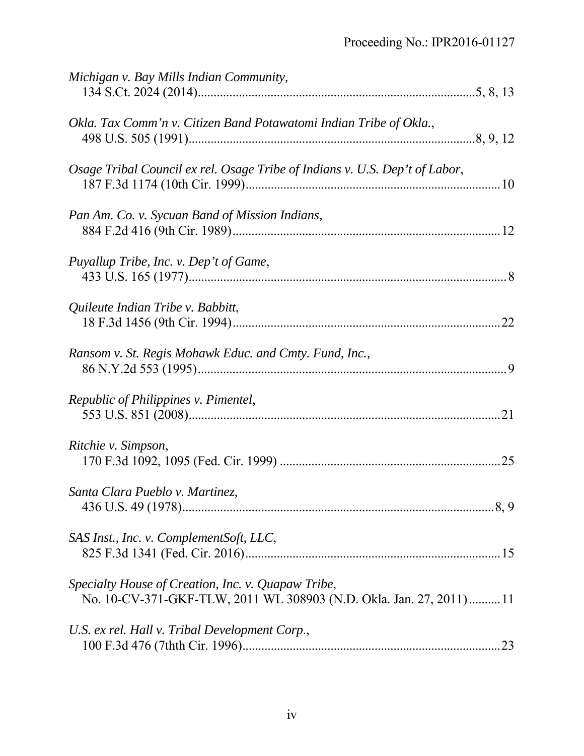*Michigan v. Bay Mills Indian Community,*
134 S.Ct. 2024 (2014)......................................................................................5, 8, 13

*Okla. Tax Comm'n v. Citizen Band Potawatomi Indian Tribe of Okla.*,
498 U.S. 505 (1991).........................................................................................8, 9, 12

*Osage Tribal Council ex rel. Osage Tribe of Indians v. U.S. Dep't of Labor*,
187 F.3d 1174 (10th Cir. 1999)................................................................................10

*Pan Am. Co. v. Sycuan Band of Mission Indians,*
884 F.2d 416 (9th Cir. 1989)....................................................................................12

*Puyallup Tribe, Inc. v. Dep't of Game*,
433 U.S. 165 (1977)....................................................................................................8

*Quileute Indian Tribe v. Babbitt*,
18 F.3d 1456 (9th Cir. 1994)....................................................................................22

*Ransom v. St. Regis Mohawk Educ. and Cmty. Fund, Inc.,*
86 N.Y.2d 553 (1995).................................................................................................9

*Republic of Philippines v. Pimentel*,
553 U.S. 851 (2008)..................................................................................................21

*Ritchie v. Simpson*,
170 F.3d 1092, 1095 (Fed. Cir. 1999) .....................................................................25

*Santa Clara Pueblo v. Martinez,*
436 U.S. 49 (1978)...................................................................................................8, 9

*SAS Inst., Inc. v. ComplementSoft, LLC*,
825 F.3d 1341 (Fed. Cir. 2016)................................................................................15

*Specialty House of Creation, Inc. v. Quapaw Tribe*,
No. 10-CV-371-GKF-TLW, 2011 WL 308903 (N.D. Okla. Jan. 27, 2011)..........11

*U.S. ex rel. Hall v. Tribal Development Corp.*,
100 F.3d 476 (7thth Cir. 1996).................................................................................23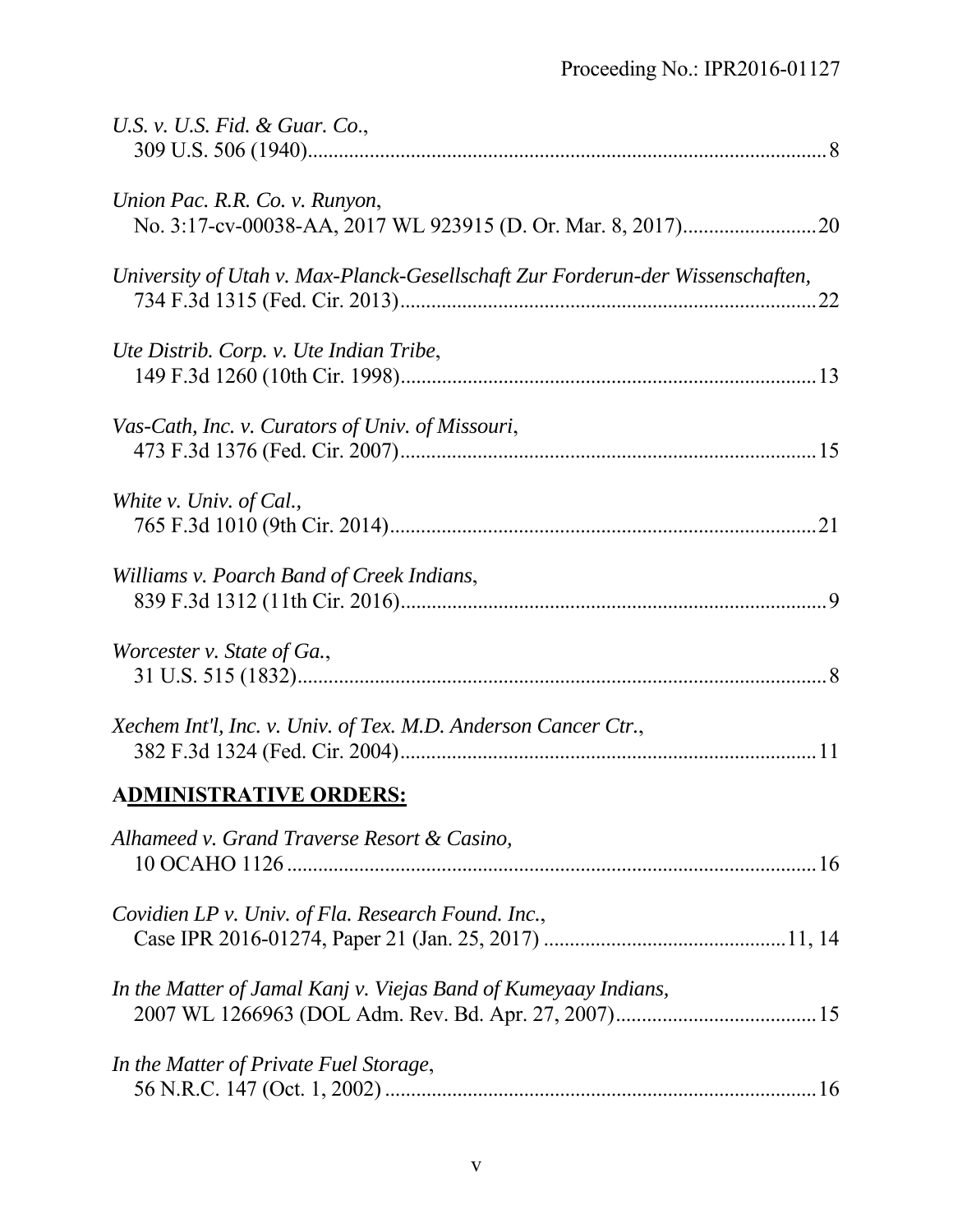*U.S. v. U.S. Fid. & Guar. Co.*,
309 U.S. 506 (1940)....................................................................................................8

*Union Pac. R.R. Co. v. Runyon*,
No. 3:17-cv-00038-AA, 2017 WL 923915 (D. Or. Mar. 8, 2017)..........................20

*University of Utah v. Max-Planck-Gesellschaft Zur Forderun-der Wissenschaften,*
734 F.3d 1315 (Fed. Cir. 2013)................................................................................22

*Ute Distrib. Corp. v. Ute Indian Tribe*,
149 F.3d 1260 (10th Cir. 1998)................................................................................13

*Vas-Cath, Inc. v. Curators of Univ. of Missouri*,
473 F.3d 1376 (Fed. Cir. 2007)................................................................................15

*White v. Univ. of Cal.,*
765 F.3d 1010 (9th Cir. 2014)..................................................................................21

*Williams v. Poarch Band of Creek Indians*,
839 F.3d 1312 (11th Cir. 2016)..................................................................................9

*Worcester v. State of Ga.*,
31 U.S. 515 (1832)......................................................................................................8

*Xechem Int'l, Inc. v. Univ. of Tex. M.D. Anderson Cancer Ctr.*,
382 F.3d 1324 (Fed. Cir. 2004)................................................................................11

## ADMINISTRATIVE ORDERS:

*Alhameed v. Grand Traverse Resort & Casino,*
10 OCAHO 1126 .......................................................................................................16

*Covidien LP v. Univ. of Fla. Research Found. Inc.*,
Case IPR 2016-01274, Paper 21 (Jan. 25, 2017) ..............................................11, 14

*In the Matter of Jamal Kanj v. Viejas Band of Kumeyaay Indians,*
2007 WL 1266963 (DOL Adm. Rev. Bd. Apr. 27, 2007).......................................15

*In the Matter of Private Fuel Storage*,
56 N.R.C. 147 (Oct. 1, 2002) ...................................................................................16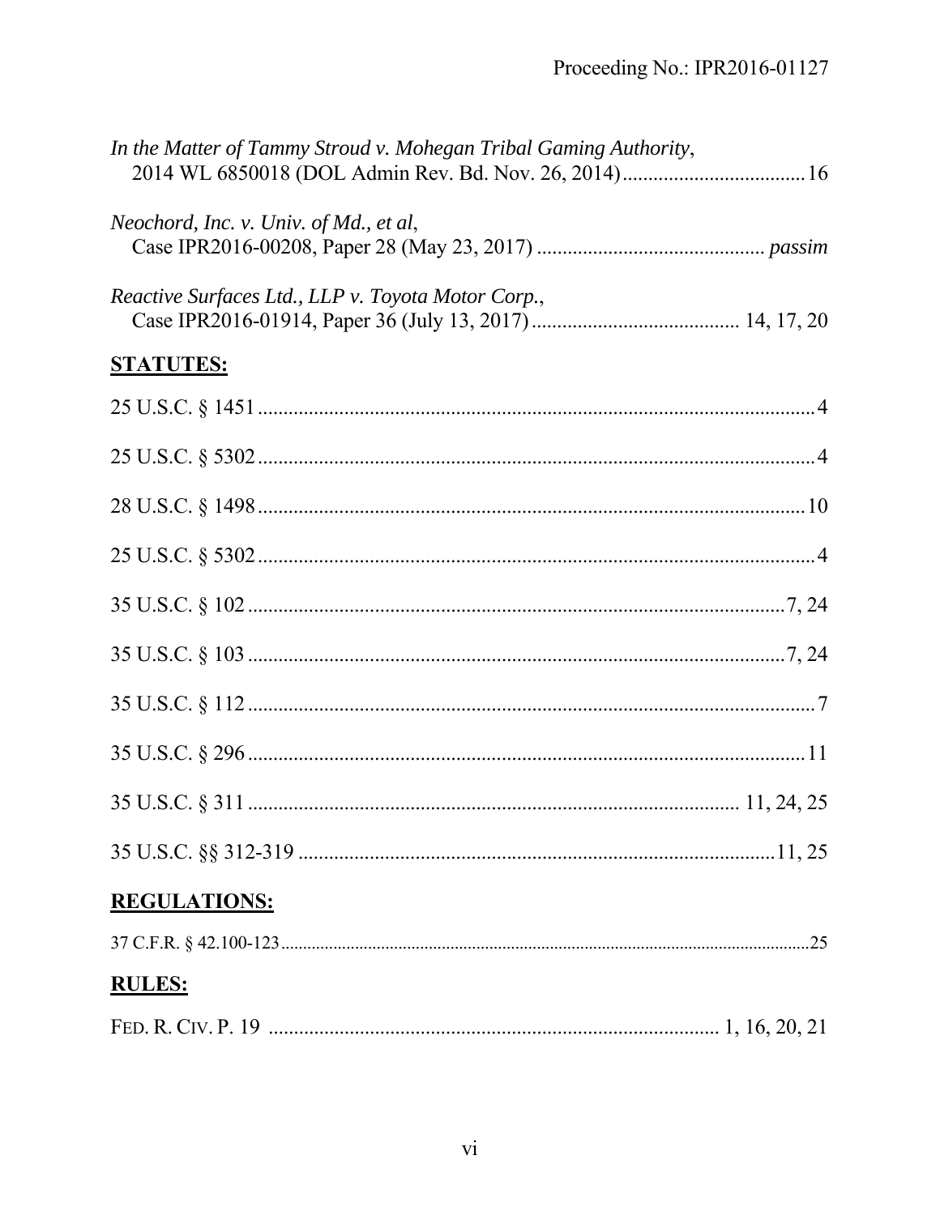*In the Matter of Tammy Stroud v. Mohegan Tribal Gaming Authority*,
2014 WL 6850018 (DOL Admin Rev. Bd. Nov. 26, 2014) .................................... 16

*Neochord, Inc. v. Univ. of Md., et al*,
Case IPR2016-00208, Paper 28 (May 23, 2017) ............................................ *passim*

*Reactive Surfaces Ltd., LLP v. Toyota Motor Corp.*,
Case IPR2016-01914, Paper 36 (July 13, 2017) ......................................... 14, 17, 20

**STATUTES:**

25 U.S.C. § 1451 .......................................................................................................... 4

25 U.S.C. § 5302 .......................................................................................................... 4

28 U.S.C. § 1498 ........................................................................................................ 10

25 U.S.C. § 5302 .......................................................................................................... 4

35 U.S.C. § 102 ....................................................................................................... 7, 24

35 U.S.C. § 103 ....................................................................................................... 7, 24

35 U.S.C. § 112 ............................................................................................................. 7

35 U.S.C. § 296 ........................................................................................................... 11

35 U.S.C. § 311 .............................................................................................. 11, 24, 25

35 U.S.C. §§ 312-319 ............................................................................................ 11, 25

**REGULATIONS:**

37 C.F.R. § 42.100-123 ................................................................................................ 25

**RULES:**

FED. R. CIV. P. 19 ........................................................................................ 1, 16, 20, 21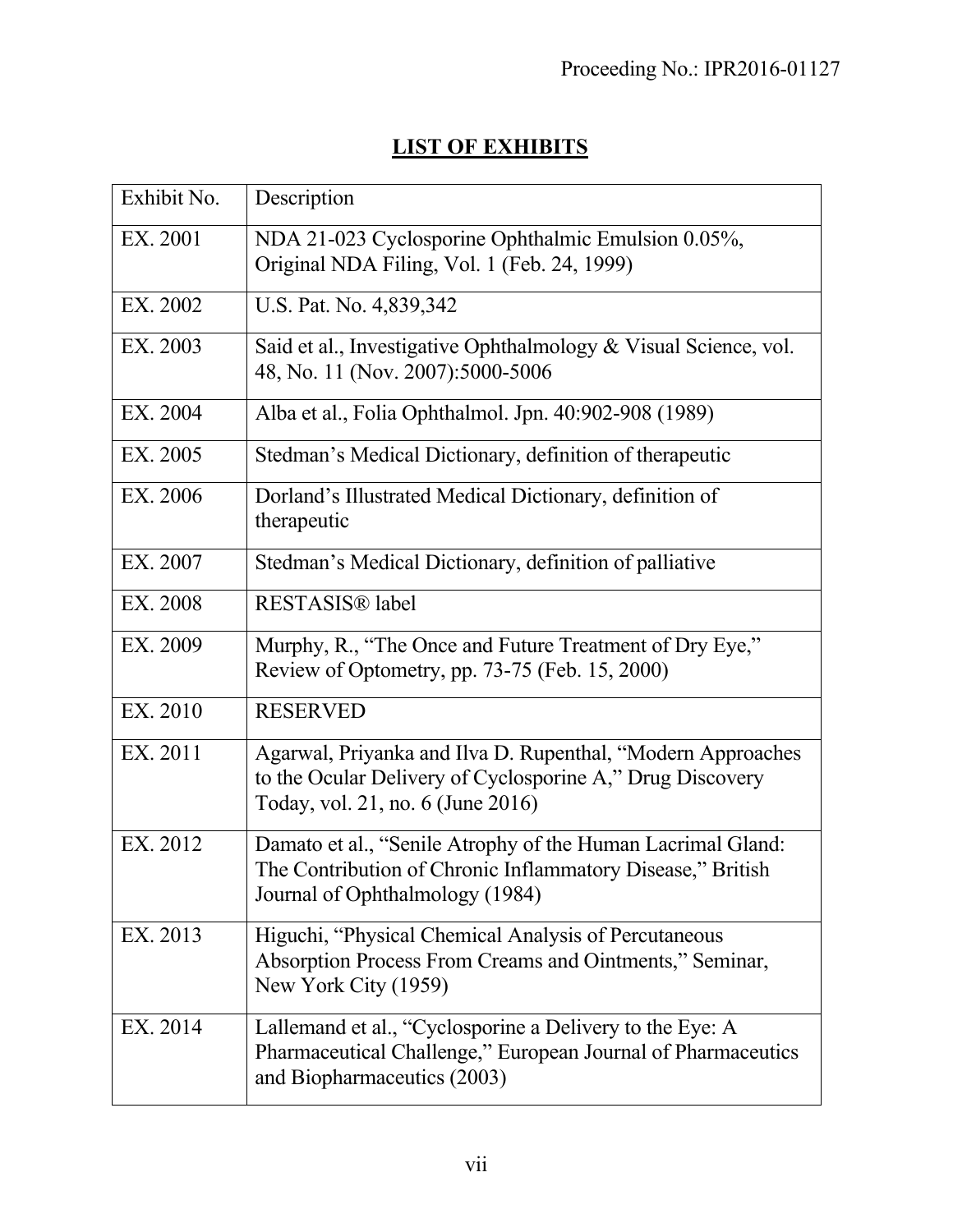## LIST OF EXHIBITS

| Exhibit No. | Description |
|---|---|
| EX. 2001 | NDA 21-023 Cyclosporine Ophthalmic Emulsion 0.05%, Original NDA Filing, Vol. 1 (Feb. 24, 1999) |
| EX. 2002 | U.S. Pat. No. 4,839,342 |
| EX. 2003 | Said et al., Investigative Ophthalmology & Visual Science, vol. 48, No. 11 (Nov. 2007):5000-5006 |
| EX. 2004 | Alba et al., Folia Ophthalmol. Jpn. 40:902-908 (1989) |
| EX. 2005 | Stedman's Medical Dictionary, definition of therapeutic |
| EX. 2006 | Dorland's Illustrated Medical Dictionary, definition of therapeutic |
| EX. 2007 | Stedman's Medical Dictionary, definition of palliative |
| EX. 2008 | RESTASIS® label |
| EX. 2009 | Murphy, R., "The Once and Future Treatment of Dry Eye," Review of Optometry, pp. 73-75 (Feb. 15, 2000) |
| EX. 2010 | RESERVED |
| EX. 2011 | Agarwal, Priyanka and Ilva D. Rupenthal, "Modern Approaches to the Ocular Delivery of Cyclosporine A," Drug Discovery Today, vol. 21, no. 6 (June 2016) |
| EX. 2012 | Damato et al., "Senile Atrophy of the Human Lacrimal Gland: The Contribution of Chronic Inflammatory Disease," British Journal of Ophthalmology (1984) |
| EX. 2013 | Higuchi, "Physical Chemical Analysis of Percutaneous Absorption Process From Creams and Ointments," Seminar, New York City (1959) |
| EX. 2014 | Lallemand et al., "Cyclosporine a Delivery to the Eye: A Pharmaceutical Challenge," European Journal of Pharmaceutics and Biopharmaceutics (2003) |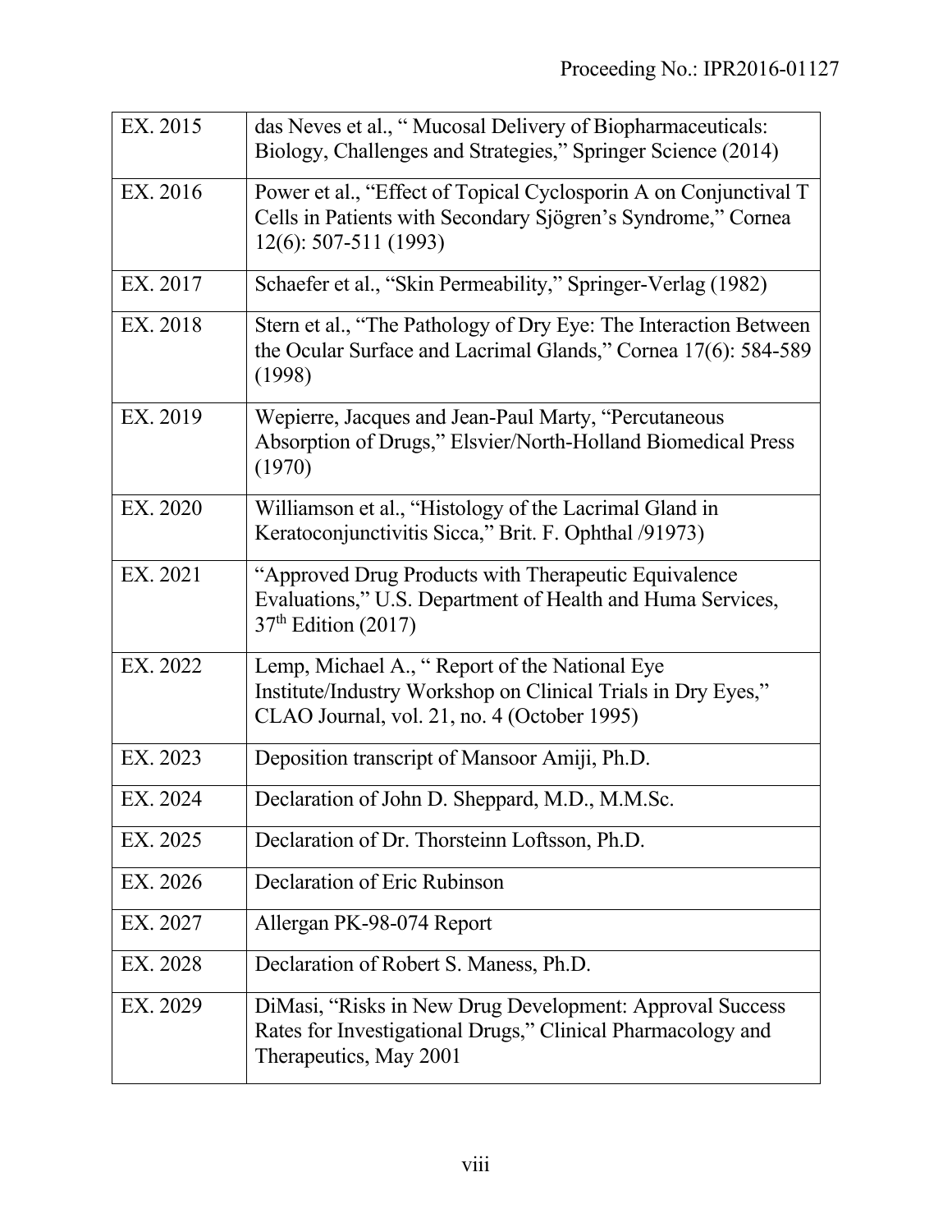| | |
|---|---|
| EX. 2015 | das Neves et al., " Mucosal Delivery of Biopharmaceuticals: Biology, Challenges and Strategies," Springer Science (2014) |
| EX. 2016 | Power et al., "Effect of Topical Cyclosporin A on Conjunctival T Cells in Patients with Secondary Sjögren's Syndrome," Cornea 12(6): 507-511 (1993) |
| EX. 2017 | Schaefer et al., "Skin Permeability," Springer-Verlag (1982) |
| EX. 2018 | Stern et al., "The Pathology of Dry Eye: The Interaction Between the Ocular Surface and Lacrimal Glands," Cornea 17(6): 584-589 (1998) |
| EX. 2019 | Wepierre, Jacques and Jean-Paul Marty, "Percutaneous Absorption of Drugs," Elsvier/North-Holland Biomedical Press (1970) |
| EX. 2020 | Williamson et al., "Histology of the Lacrimal Gland in Keratoconjunctivitis Sicca," Brit. F. Ophthal /91973) |
| EX. 2021 | "Approved Drug Products with Therapeutic Equivalence Evaluations," U.S. Department of Health and Huma Services, 37th Edition (2017) |
| EX. 2022 | Lemp, Michael A., " Report of the National Eye Institute/Industry Workshop on Clinical Trials in Dry Eyes," CLAO Journal, vol. 21, no. 4 (October 1995) |
| EX. 2023 | Deposition transcript of Mansoor Amiji, Ph.D. |
| EX. 2024 | Declaration of John D. Sheppard, M.D., M.M.Sc. |
| EX. 2025 | Declaration of Dr. Thorsteinn Loftsson, Ph.D. |
| EX. 2026 | Declaration of Eric Rubinson |
| EX. 2027 | Allergan PK-98-074 Report |
| EX. 2028 | Declaration of Robert S. Maness, Ph.D. |
| EX. 2029 | DiMasi, "Risks in New Drug Development: Approval Success Rates for Investigational Drugs," Clinical Pharmacology and Therapeutics, May 2001 |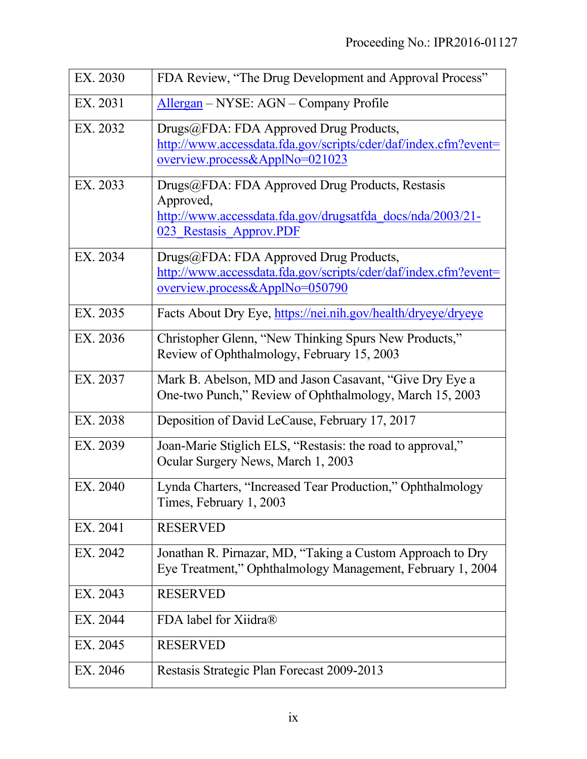| | |
|---|---|
| EX. 2030 | FDA Review, "The Drug Development and Approval Process" |
| EX. 2031 | Allergan – NYSE: AGN – Company Profile |
| EX. 2032 | Drugs@FDA: FDA Approved Drug Products, http://www.accessdata.fda.gov/scripts/cder/daf/index.cfm?event=overview.process&ApplNo=021023 |
| EX. 2033 | Drugs@FDA: FDA Approved Drug Products, Restasis Approved, http://www.accessdata.fda.gov/drugsatfda_docs/nda/2003/21-023_Restasis_Approv.PDF |
| EX. 2034 | Drugs@FDA: FDA Approved Drug Products, http://www.accessdata.fda.gov/scripts/cder/daf/index.cfm?event=overview.process&ApplNo=050790 |
| EX. 2035 | Facts About Dry Eye, https://nei.nih.gov/health/dryeye/dryeye |
| EX. 2036 | Christopher Glenn, "New Thinking Spurs New Products," Review of Ophthalmology, February 15, 2003 |
| EX. 2037 | Mark B. Abelson, MD and Jason Casavant, "Give Dry Eye a One-two Punch," Review of Ophthalmology, March 15, 2003 |
| EX. 2038 | Deposition of David LeCause, February 17, 2017 |
| EX. 2039 | Joan-Marie Stiglich ELS, "Restasis: the road to approval," Ocular Surgery News, March 1, 2003 |
| EX. 2040 | Lynda Charters, "Increased Tear Production," Ophthalmology Times, February 1, 2003 |
| EX. 2041 | RESERVED |
| EX. 2042 | Jonathan R. Pirnazar, MD, "Taking a Custom Approach to Dry Eye Treatment," Ophthalmology Management, February 1, 2004 |
| EX. 2043 | RESERVED |
| EX. 2044 | FDA label for Xiidra® |
| EX. 2045 | RESERVED |
| EX. 2046 | Restasis Strategic Plan Forecast 2009-2013 |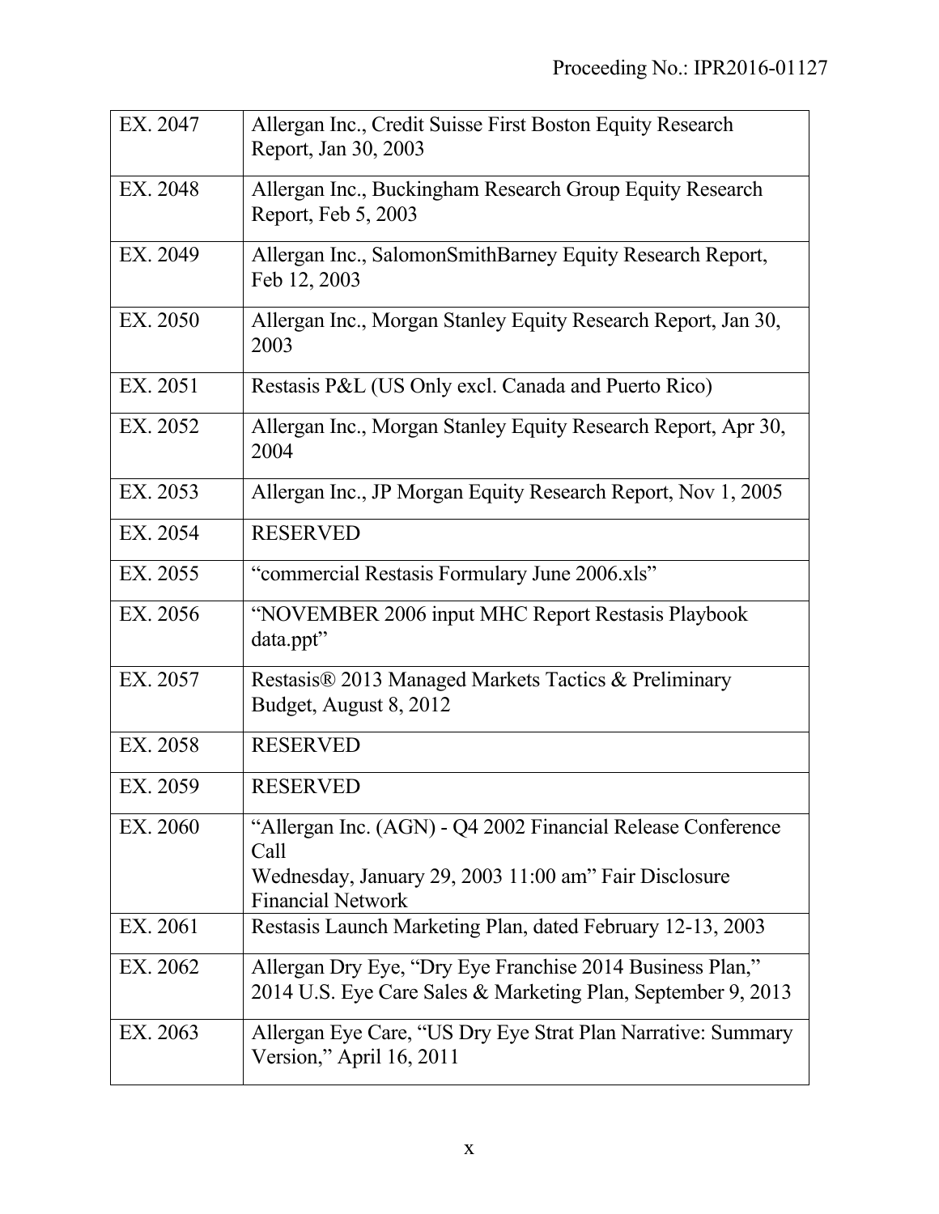| | |
|---|---|
| EX. 2047 | Allergan Inc., Credit Suisse First Boston Equity Research Report, Jan 30, 2003 |
| EX. 2048 | Allergan Inc., Buckingham Research Group Equity Research Report, Feb 5, 2003 |
| EX. 2049 | Allergan Inc., SalomonSmithBarney Equity Research Report, Feb 12, 2003 |
| EX. 2050 | Allergan Inc., Morgan Stanley Equity Research Report, Jan 30, 2003 |
| EX. 2051 | Restasis P&L (US Only excl. Canada and Puerto Rico) |
| EX. 2052 | Allergan Inc., Morgan Stanley Equity Research Report, Apr 30, 2004 |
| EX. 2053 | Allergan Inc., JP Morgan Equity Research Report, Nov 1, 2005 |
| EX. 2054 | RESERVED |
| EX. 2055 | "commercial Restasis Formulary June 2006.xls" |
| EX. 2056 | "NOVEMBER 2006 input MHC Report Restasis Playbook data.ppt" |
| EX. 2057 | Restasis® 2013 Managed Markets Tactics & Preliminary Budget, August 8, 2012 |
| EX. 2058 | RESERVED |
| EX. 2059 | RESERVED |
| EX. 2060 | "Allergan Inc. (AGN) - Q4 2002 Financial Release Conference Call Wednesday, January 29, 2003 11:00 am" Fair Disclosure Financial Network |
| EX. 2061 | Restasis Launch Marketing Plan, dated February 12-13, 2003 |
| EX. 2062 | Allergan Dry Eye, "Dry Eye Franchise 2014 Business Plan," 2014 U.S. Eye Care Sales & Marketing Plan, September 9, 2013 |
| EX. 2063 | Allergan Eye Care, "US Dry Eye Strat Plan Narrative: Summary Version," April 16, 2011 |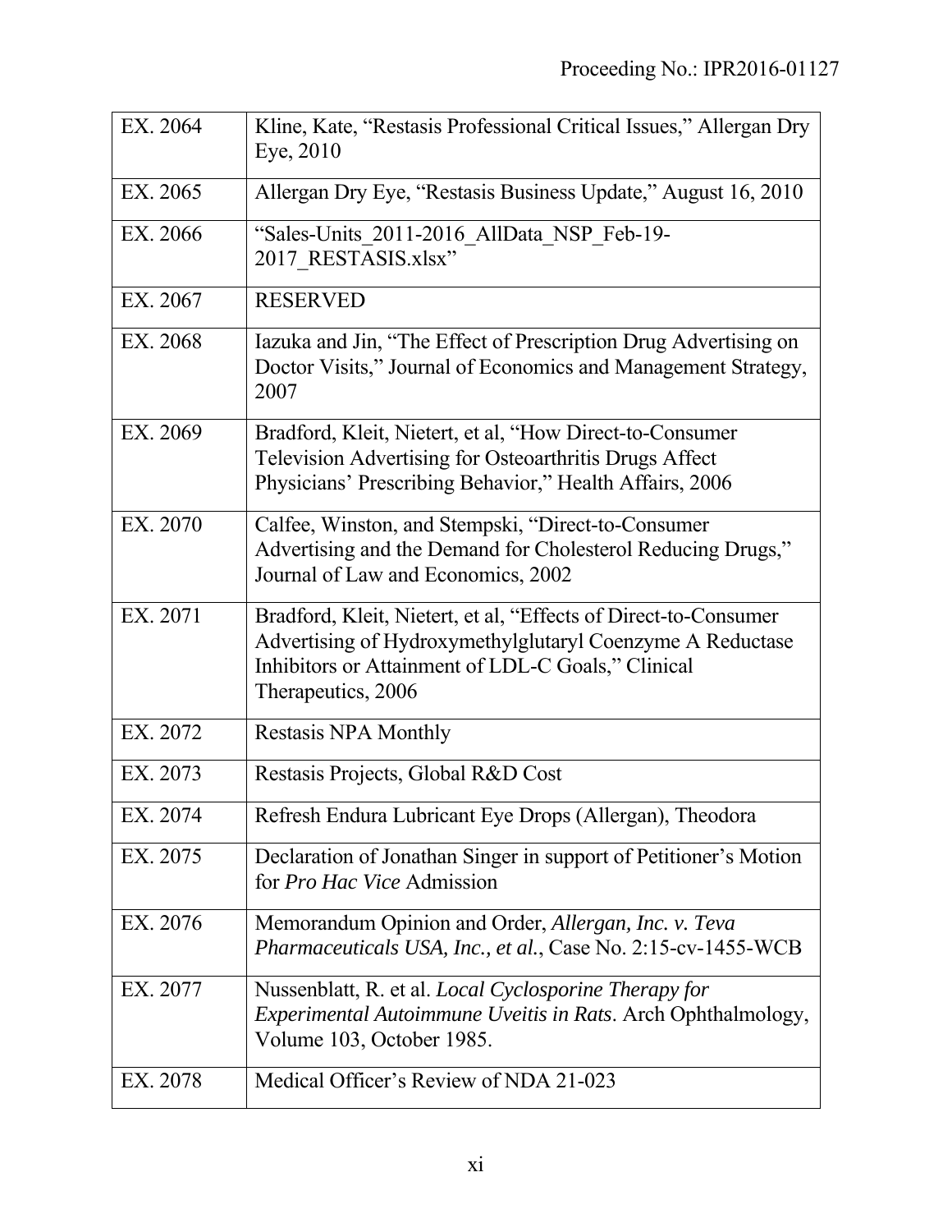| | |
|---|---|
| EX. 2064 | Kline, Kate, "Restasis Professional Critical Issues," Allergan Dry Eye, 2010 |
| EX. 2065 | Allergan Dry Eye, "Restasis Business Update," August 16, 2010 |
| EX. 2066 | "Sales-Units_2011-2016_AllData_NSP_Feb-19-2017_RESTASIS.xlsx" |
| EX. 2067 | RESERVED |
| EX. 2068 | Iazuka and Jin, "The Effect of Prescription Drug Advertising on Doctor Visits," Journal of Economics and Management Strategy, 2007 |
| EX. 2069 | Bradford, Kleit, Nietert, et al, "How Direct-to-Consumer Television Advertising for Osteoarthritis Drugs Affect Physicians' Prescribing Behavior," Health Affairs, 2006 |
| EX. 2070 | Calfee, Winston, and Stempski, "Direct-to-Consumer Advertising and the Demand for Cholesterol Reducing Drugs," Journal of Law and Economics, 2002 |
| EX. 2071 | Bradford, Kleit, Nietert, et al, "Effects of Direct-to-Consumer Advertising of Hydroxymethylglutaryl Coenzyme A Reductase Inhibitors or Attainment of LDL-C Goals," Clinical Therapeutics, 2006 |
| EX. 2072 | Restasis NPA Monthly |
| EX. 2073 | Restasis Projects, Global R&D Cost |
| EX. 2074 | Refresh Endura Lubricant Eye Drops (Allergan), Theodora |
| EX. 2075 | Declaration of Jonathan Singer in support of Petitioner's Motion for *Pro Hac Vice* Admission |
| EX. 2076 | Memorandum Opinion and Order, *Allergan, Inc. v. Teva Pharmaceuticals USA, Inc., et al.*, Case No. 2:15-cv-1455-WCB |
| EX. 2077 | Nussenblatt, R. et al. *Local Cyclosporine Therapy for Experimental Autoimmune Uveitis in Rats*. Arch Ophthalmology, Volume 103, October 1985. |
| EX. 2078 | Medical Officer's Review of NDA 21-023 |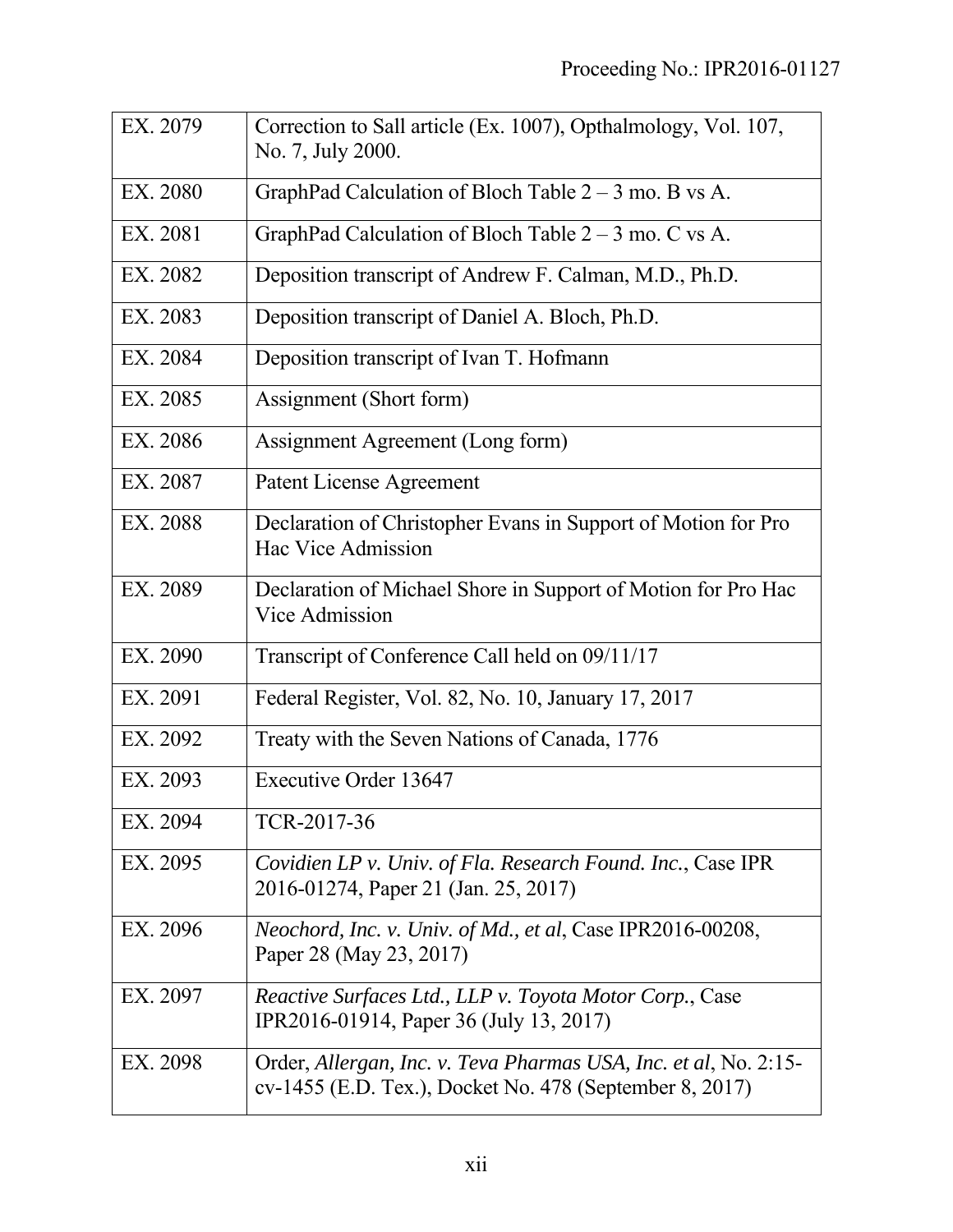| | |
|---|---|
| EX. 2079 | Correction to Sall article (Ex. 1007), Opthalmology, Vol. 107, No. 7, July 2000. |
| EX. 2080 | GraphPad Calculation of Bloch Table 2 – 3 mo. B vs A. |
| EX. 2081 | GraphPad Calculation of Bloch Table 2 – 3 mo. C vs A. |
| EX. 2082 | Deposition transcript of Andrew F. Calman, M.D., Ph.D. |
| EX. 2083 | Deposition transcript of Daniel A. Bloch, Ph.D. |
| EX. 2084 | Deposition transcript of Ivan T. Hofmann |
| EX. 2085 | Assignment (Short form) |
| EX. 2086 | Assignment Agreement (Long form) |
| EX. 2087 | Patent License Agreement |
| EX. 2088 | Declaration of Christopher Evans in Support of Motion for Pro Hac Vice Admission |
| EX. 2089 | Declaration of Michael Shore in Support of Motion for Pro Hac Vice Admission |
| EX. 2090 | Transcript of Conference Call held on 09/11/17 |
| EX. 2091 | Federal Register, Vol. 82, No. 10, January 17, 2017 |
| EX. 2092 | Treaty with the Seven Nations of Canada, 1776 |
| EX. 2093 | Executive Order 13647 |
| EX. 2094 | TCR-2017-36 |
| EX. 2095 | *Covidien LP v. Univ. of Fla. Research Found. Inc.*, Case IPR 2016-01274, Paper 21 (Jan. 25, 2017) |
| EX. 2096 | *Neochord, Inc. v. Univ. of Md., et al*, Case IPR2016-00208, Paper 28 (May 23, 2017) |
| EX. 2097 | *Reactive Surfaces Ltd., LLP v. Toyota Motor Corp.*, Case IPR2016-01914, Paper 36 (July 13, 2017) |
| EX. 2098 | Order, *Allergan, Inc. v. Teva Pharmas USA, Inc. et al*, No. 2:15-cv-1455 (E.D. Tex.), Docket No. 478 (September 8, 2017) |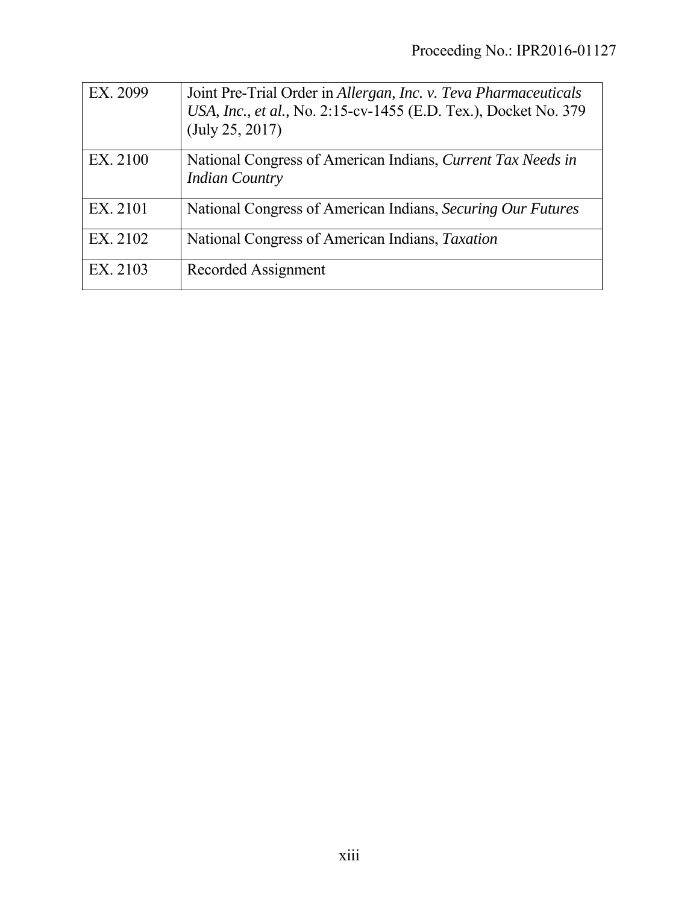| EX. 2099 | Joint Pre-Trial Order in *Allergan, Inc. v. Teva Pharmaceuticals USA, Inc., et al.*, No. 2:15-cv-1455 (E.D. Tex.), Docket No. 379 (July 25, 2017) |
|---|---|
| EX. 2100 | National Congress of American Indians, *Current Tax Needs in Indian Country* |
| EX. 2101 | National Congress of American Indians, *Securing Our Futures* |
| EX. 2102 | National Congress of American Indians, *Taxation* |
| EX. 2103 | Recorded Assignment |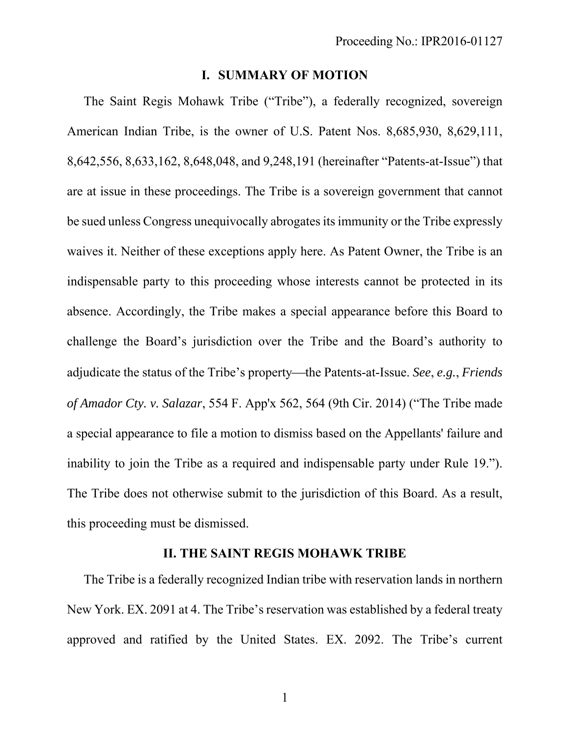## I. SUMMARY OF MOTION

The Saint Regis Mohawk Tribe ("Tribe"), a federally recognized, sovereign American Indian Tribe, is the owner of U.S. Patent Nos. 8,685,930, 8,629,111, 8,642,556, 8,633,162, 8,648,048, and 9,248,191 (hereinafter "Patents-at-Issue") that are at issue in these proceedings. The Tribe is a sovereign government that cannot be sued unless Congress unequivocally abrogates its immunity or the Tribe expressly waives it. Neither of these exceptions apply here. As Patent Owner, the Tribe is an indispensable party to this proceeding whose interests cannot be protected in its absence. Accordingly, the Tribe makes a special appearance before this Board to challenge the Board's jurisdiction over the Tribe and the Board's authority to adjudicate the status of the Tribe's property—the Patents-at-Issue. *See*, *e.g.*, *Friends of Amador Cty. v. Salazar*, 554 F. App'x 562, 564 (9th Cir. 2014) ("The Tribe made a special appearance to file a motion to dismiss based on the Appellants' failure and inability to join the Tribe as a required and indispensable party under Rule 19."). The Tribe does not otherwise submit to the jurisdiction of this Board. As a result, this proceeding must be dismissed.

## II. THE SAINT REGIS MOHAWK TRIBE

The Tribe is a federally recognized Indian tribe with reservation lands in northern New York. EX. 2091 at 4. The Tribe's reservation was established by a federal treaty approved and ratified by the United States. EX. 2092. The Tribe's current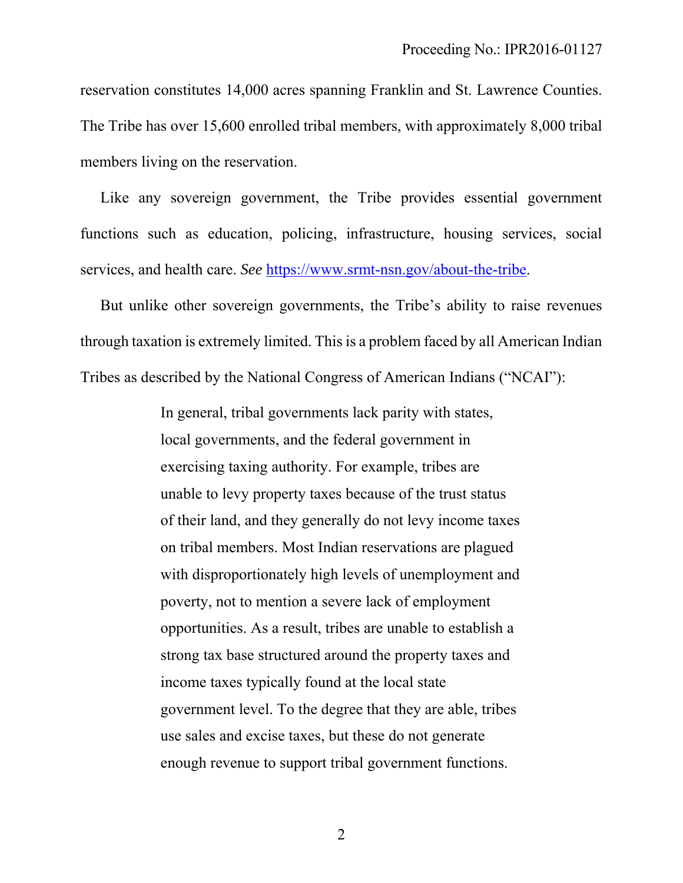reservation constitutes 14,000 acres spanning Franklin and St. Lawrence Counties. The Tribe has over 15,600 enrolled tribal members, with approximately 8,000 tribal members living on the reservation.

Like any sovereign government, the Tribe provides essential government functions such as education, policing, infrastructure, housing services, social services, and health care. *See* https://www.srmt-nsn.gov/about-the-tribe.

But unlike other sovereign governments, the Tribe's ability to raise revenues through taxation is extremely limited. This is a problem faced by all American Indian Tribes as described by the National Congress of American Indians ("NCAI"):

> In general, tribal governments lack parity with states, local governments, and the federal government in exercising taxing authority. For example, tribes are unable to levy property taxes because of the trust status of their land, and they generally do not levy income taxes on tribal members. Most Indian reservations are plagued with disproportionately high levels of unemployment and poverty, not to mention a severe lack of employment opportunities. As a result, tribes are unable to establish a strong tax base structured around the property taxes and income taxes typically found at the local state government level. To the degree that they are able, tribes use sales and excise taxes, but these do not generate enough revenue to support tribal government functions.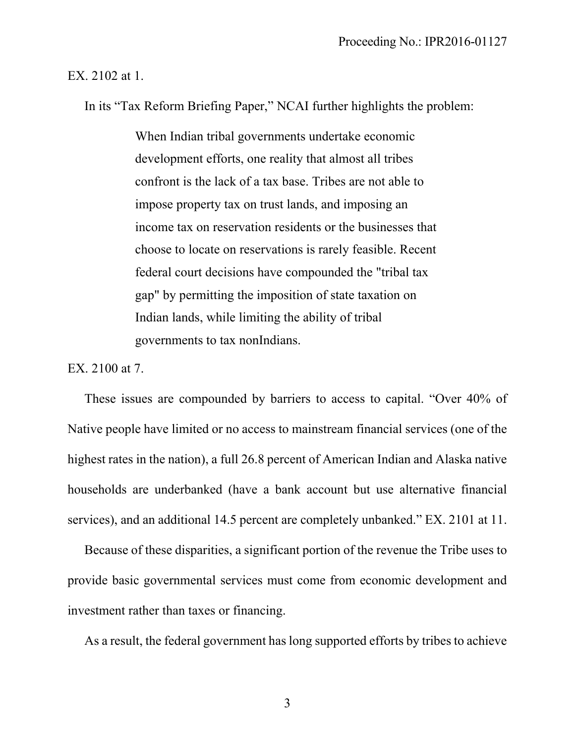EX. 2102 at 1.

In its "Tax Reform Briefing Paper," NCAI further highlights the problem:

> When Indian tribal governments undertake economic development efforts, one reality that almost all tribes confront is the lack of a tax base. Tribes are not able to impose property tax on trust lands, and imposing an income tax on reservation residents or the businesses that choose to locate on reservations is rarely feasible. Recent federal court decisions have compounded the "tribal tax gap" by permitting the imposition of state taxation on Indian lands, while limiting the ability of tribal governments to tax nonIndians.

EX. 2100 at 7.

These issues are compounded by barriers to access to capital. "Over 40% of Native people have limited or no access to mainstream financial services (one of the highest rates in the nation), a full 26.8 percent of American Indian and Alaska native households are underbanked (have a bank account but use alternative financial services), and an additional 14.5 percent are completely unbanked." EX. 2101 at 11.

Because of these disparities, a significant portion of the revenue the Tribe uses to provide basic governmental services must come from economic development and investment rather than taxes or financing.

As a result, the federal government has long supported efforts by tribes to achieve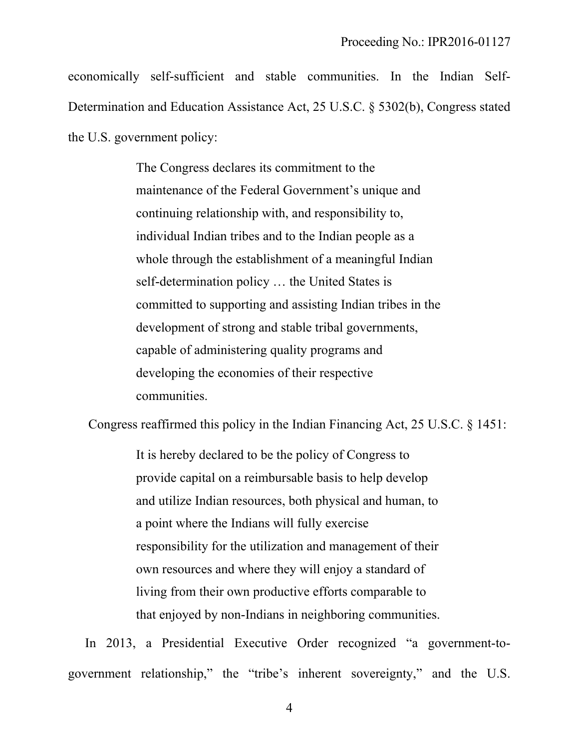economically self-sufficient and stable communities. In the Indian Self-Determination and Education Assistance Act, 25 U.S.C. § 5302(b), Congress stated the U.S. government policy:

> The Congress declares its commitment to the maintenance of the Federal Government's unique and continuing relationship with, and responsibility to, individual Indian tribes and to the Indian people as a whole through the establishment of a meaningful Indian self-determination policy … the United States is committed to supporting and assisting Indian tribes in the development of strong and stable tribal governments, capable of administering quality programs and developing the economies of their respective communities.

Congress reaffirmed this policy in the Indian Financing Act, 25 U.S.C. § 1451:

> It is hereby declared to be the policy of Congress to provide capital on a reimbursable basis to help develop and utilize Indian resources, both physical and human, to a point where the Indians will fully exercise responsibility for the utilization and management of their own resources and where they will enjoy a standard of living from their own productive efforts comparable to that enjoyed by non-Indians in neighboring communities.

In 2013, a Presidential Executive Order recognized "a government-to-government relationship," the "tribe's inherent sovereignty," and the U.S.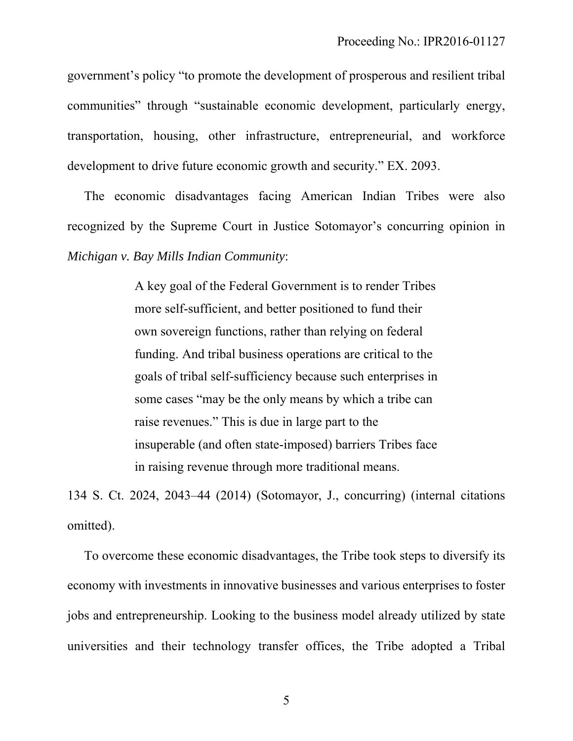government's policy "to promote the development of prosperous and resilient tribal communities" through "sustainable economic development, particularly energy, transportation, housing, other infrastructure, entrepreneurial, and workforce development to drive future economic growth and security." EX. 2093.

The economic disadvantages facing American Indian Tribes were also recognized by the Supreme Court in Justice Sotomayor's concurring opinion in *Michigan v. Bay Mills Indian Community*:

> A key goal of the Federal Government is to render Tribes more self-sufficient, and better positioned to fund their own sovereign functions, rather than relying on federal funding. And tribal business operations are critical to the goals of tribal self-sufficiency because such enterprises in some cases "may be the only means by which a tribe can raise revenues." This is due in large part to the insuperable (and often state-imposed) barriers Tribes face in raising revenue through more traditional means.

134 S. Ct. 2024, 2043–44 (2014) (Sotomayor, J., concurring) (internal citations omitted).

To overcome these economic disadvantages, the Tribe took steps to diversify its economy with investments in innovative businesses and various enterprises to foster jobs and entrepreneurship. Looking to the business model already utilized by state universities and their technology transfer offices, the Tribe adopted a Tribal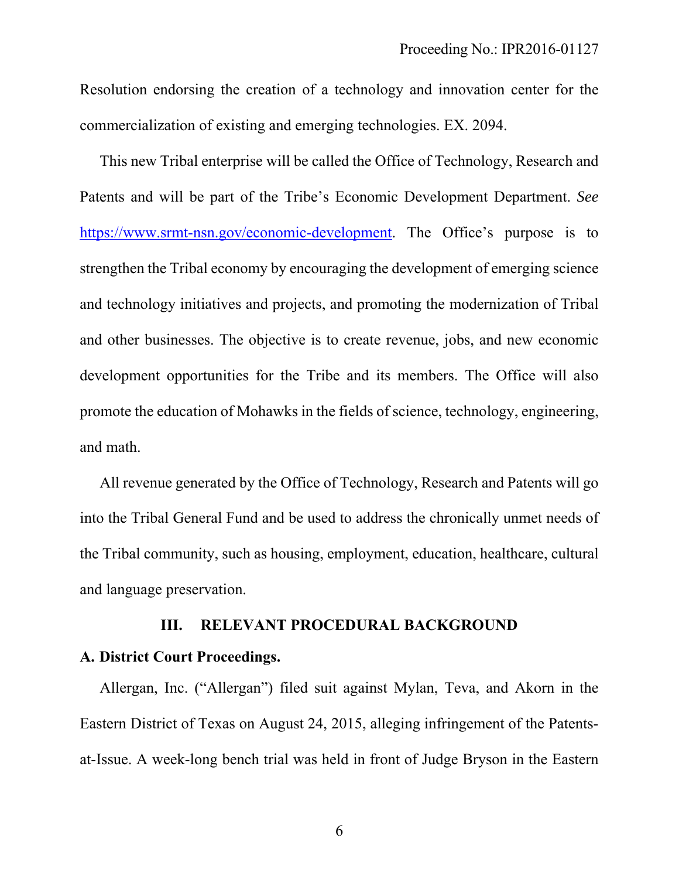Resolution endorsing the creation of a technology and innovation center for the commercialization of existing and emerging technologies. EX. 2094.

This new Tribal enterprise will be called the Office of Technology, Research and Patents and will be part of the Tribe's Economic Development Department. *See* https://www.srmt-nsn.gov/economic-development. The Office's purpose is to strengthen the Tribal economy by encouraging the development of emerging science and technology initiatives and projects, and promoting the modernization of Tribal and other businesses. The objective is to create revenue, jobs, and new economic development opportunities for the Tribe and its members. The Office will also promote the education of Mohawks in the fields of science, technology, engineering, and math.

All revenue generated by the Office of Technology, Research and Patents will go into the Tribal General Fund and be used to address the chronically unmet needs of the Tribal community, such as housing, employment, education, healthcare, cultural and language preservation.

## III. RELEVANT PROCEDURAL BACKGROUND

### A. District Court Proceedings.

Allergan, Inc. ("Allergan") filed suit against Mylan, Teva, and Akorn in the Eastern District of Texas on August 24, 2015, alleging infringement of the Patents-at-Issue. A week-long bench trial was held in front of Judge Bryson in the Eastern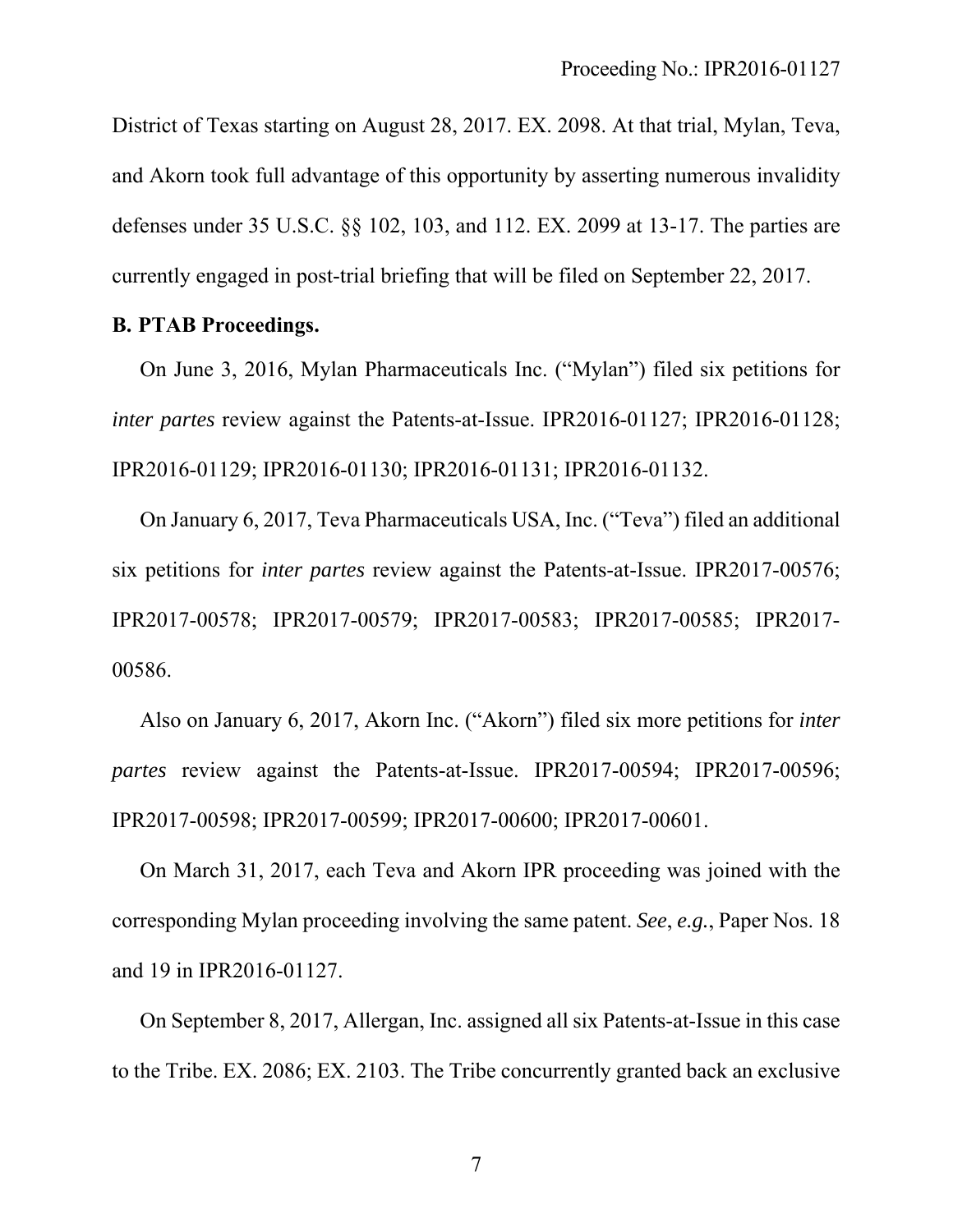District of Texas starting on August 28, 2017. EX. 2098. At that trial, Mylan, Teva, and Akorn took full advantage of this opportunity by asserting numerous invalidity defenses under 35 U.S.C. §§ 102, 103, and 112. EX. 2099 at 13-17. The parties are currently engaged in post-trial briefing that will be filed on September 22, 2017.

**B. PTAB Proceedings.**

On June 3, 2016, Mylan Pharmaceuticals Inc. ("Mylan") filed six petitions for *inter partes* review against the Patents-at-Issue. IPR2016-01127; IPR2016-01128; IPR2016-01129; IPR2016-01130; IPR2016-01131; IPR2016-01132.

On January 6, 2017, Teva Pharmaceuticals USA, Inc. ("Teva") filed an additional six petitions for *inter partes* review against the Patents-at-Issue. IPR2017-00576; IPR2017-00578; IPR2017-00579; IPR2017-00583; IPR2017-00585; IPR2017-00586.

Also on January 6, 2017, Akorn Inc. ("Akorn") filed six more petitions for *inter partes* review against the Patents-at-Issue. IPR2017-00594; IPR2017-00596; IPR2017-00598; IPR2017-00599; IPR2017-00600; IPR2017-00601.

On March 31, 2017, each Teva and Akorn IPR proceeding was joined with the corresponding Mylan proceeding involving the same patent. *See*, *e.g.*, Paper Nos. 18 and 19 in IPR2016-01127.

On September 8, 2017, Allergan, Inc. assigned all six Patents-at-Issue in this case to the Tribe. EX. 2086; EX. 2103. The Tribe concurrently granted back an exclusive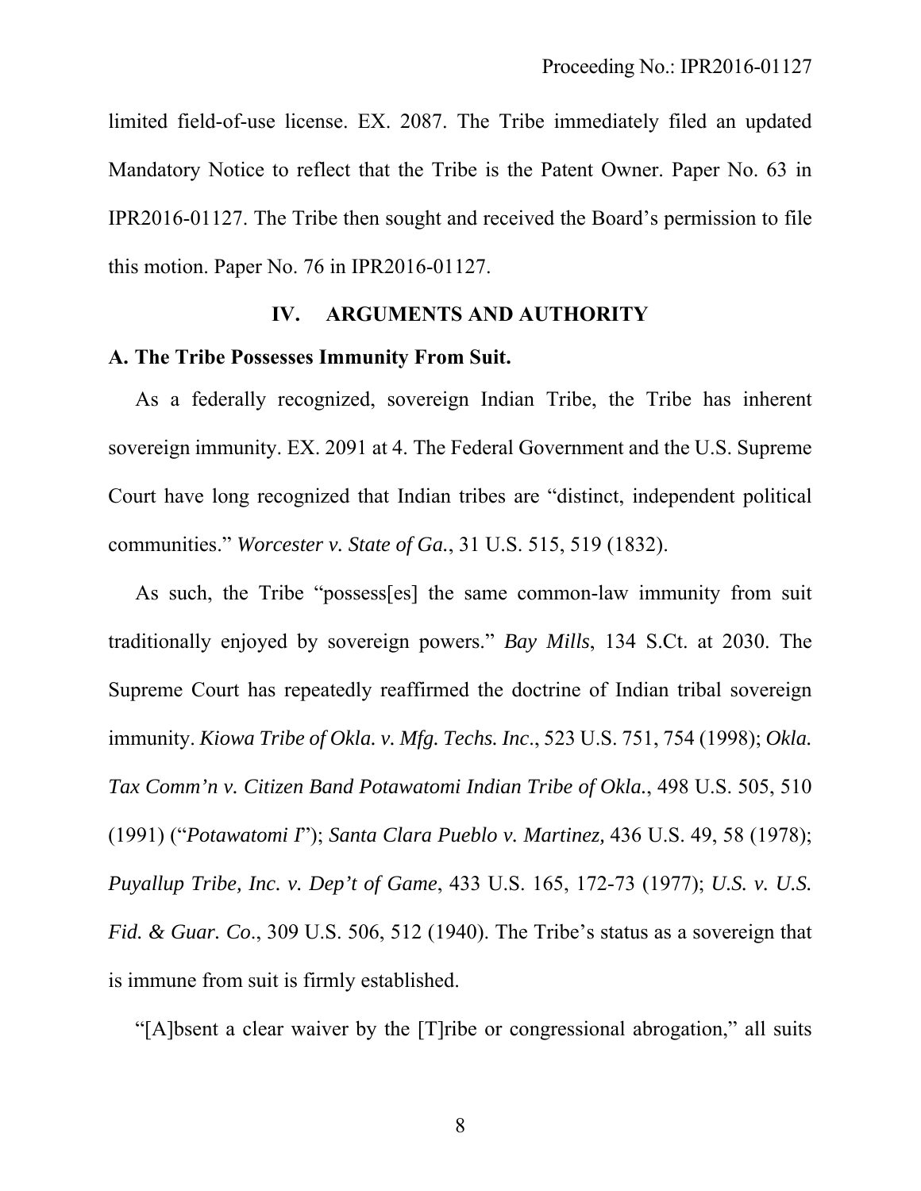limited field-of-use license. EX. 2087. The Tribe immediately filed an updated Mandatory Notice to reflect that the Tribe is the Patent Owner. Paper No. 63 in IPR2016-01127. The Tribe then sought and received the Board's permission to file this motion. Paper No. 76 in IPR2016-01127.

## IV. ARGUMENTS AND AUTHORITY

### A. The Tribe Possesses Immunity From Suit.

As a federally recognized, sovereign Indian Tribe, the Tribe has inherent sovereign immunity. EX. 2091 at 4. The Federal Government and the U.S. Supreme Court have long recognized that Indian tribes are "distinct, independent political communities." *Worcester v. State of Ga.*, 31 U.S. 515, 519 (1832).

As such, the Tribe "possess[es] the same common-law immunity from suit traditionally enjoyed by sovereign powers." *Bay Mills*, 134 S.Ct. at 2030. The Supreme Court has repeatedly reaffirmed the doctrine of Indian tribal sovereign immunity. *Kiowa Tribe of Okla. v. Mfg. Techs. Inc*., 523 U.S. 751, 754 (1998); *Okla. Tax Comm'n v. Citizen Band Potawatomi Indian Tribe of Okla.*, 498 U.S. 505, 510 (1991) ("*Potawatomi I*"); *Santa Clara Pueblo v. Martinez,* 436 U.S. 49, 58 (1978); *Puyallup Tribe, Inc. v. Dep't of Game*, 433 U.S. 165, 172-73 (1977); *U.S. v. U.S. Fid. & Guar. Co*., 309 U.S. 506, 512 (1940). The Tribe's status as a sovereign that is immune from suit is firmly established.

"[A]bsent a clear waiver by the [T]ribe or congressional abrogation," all suits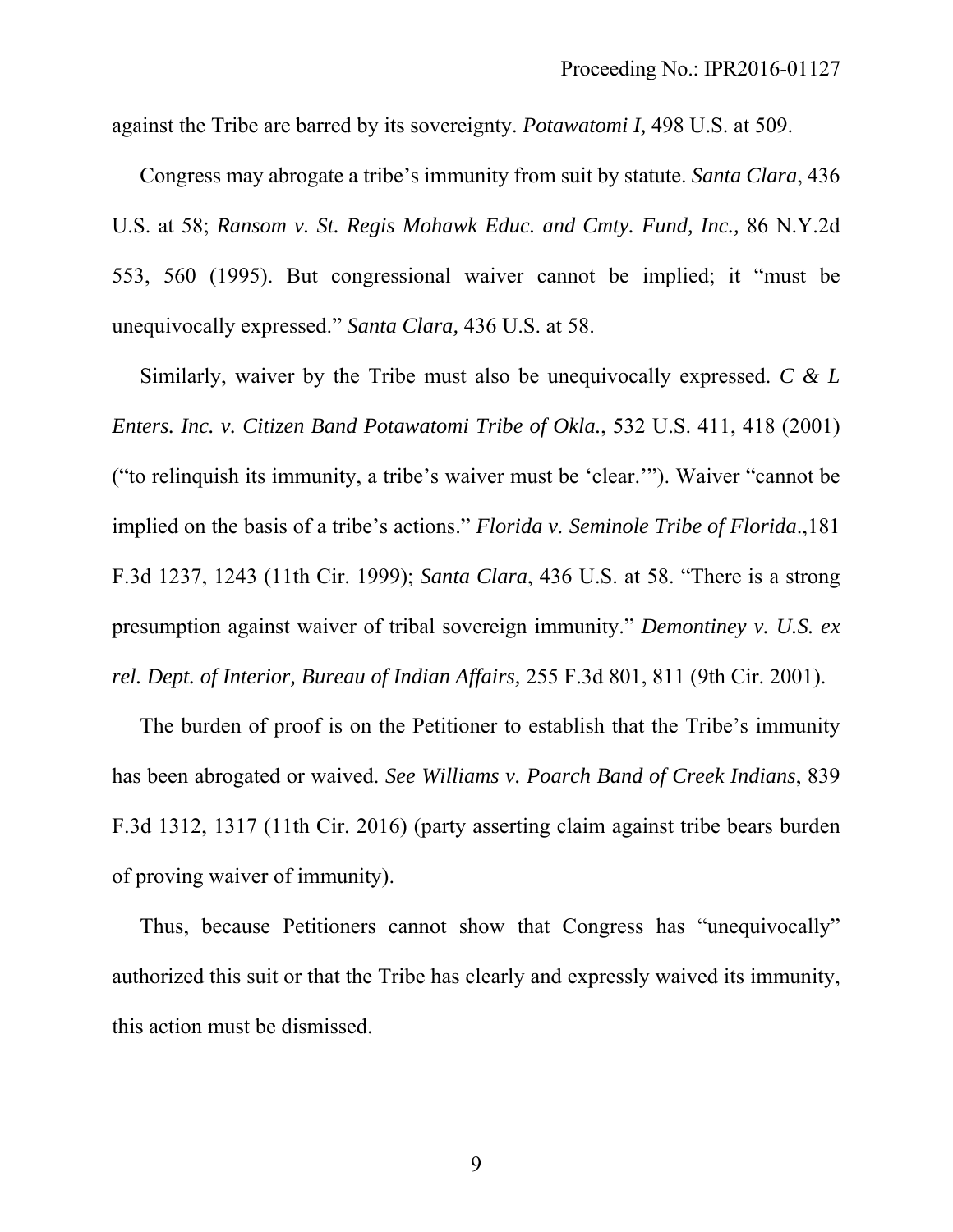against the Tribe are barred by its sovereignty. *Potawatomi I,* 498 U.S. at 509.

Congress may abrogate a tribe's immunity from suit by statute. *Santa Clara*, 436 U.S. at 58; *Ransom v. St. Regis Mohawk Educ. and Cmty. Fund, Inc.,* 86 N.Y.2d 553, 560 (1995). But congressional waiver cannot be implied; it "must be unequivocally expressed." *Santa Clara,* 436 U.S. at 58.

Similarly, waiver by the Tribe must also be unequivocally expressed. *C & L Enters. Inc. v. Citizen Band Potawatomi Tribe of Okla.*, 532 U.S. 411, 418 (2001) ("to relinquish its immunity, a tribe's waiver must be 'clear.'"). Waiver "cannot be implied on the basis of a tribe's actions." *Florida v. Seminole Tribe of Florida*.,181 F.3d 1237, 1243 (11th Cir. 1999); *Santa Clara*, 436 U.S. at 58. "There is a strong presumption against waiver of tribal sovereign immunity." *Demontiney v. U.S. ex rel. Dept. of Interior, Bureau of Indian Affairs,* 255 F.3d 801, 811 (9th Cir. 2001).

The burden of proof is on the Petitioner to establish that the Tribe's immunity has been abrogated or waived. *See Williams v. Poarch Band of Creek Indians*, 839 F.3d 1312, 1317 (11th Cir. 2016) (party asserting claim against tribe bears burden of proving waiver of immunity).

Thus, because Petitioners cannot show that Congress has "unequivocally" authorized this suit or that the Tribe has clearly and expressly waived its immunity, this action must be dismissed.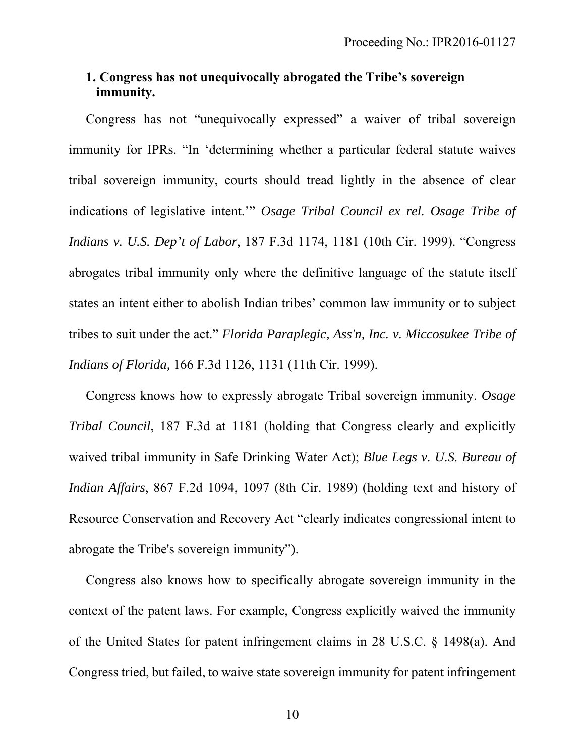### 1. Congress has not unequivocally abrogated the Tribe's sovereign immunity.

Congress has not "unequivocally expressed" a waiver of tribal sovereign immunity for IPRs. "In 'determining whether a particular federal statute waives tribal sovereign immunity, courts should tread lightly in the absence of clear indications of legislative intent.'" *Osage Tribal Council ex rel. Osage Tribe of Indians v. U.S. Dep't of Labor*, 187 F.3d 1174, 1181 (10th Cir. 1999). "Congress abrogates tribal immunity only where the definitive language of the statute itself states an intent either to abolish Indian tribes' common law immunity or to subject tribes to suit under the act." *Florida Paraplegic, Ass'n, Inc. v. Miccosukee Tribe of Indians of Florida,* 166 F.3d 1126, 1131 (11th Cir. 1999).

Congress knows how to expressly abrogate Tribal sovereign immunity. *Osage Tribal Council*, 187 F.3d at 1181 (holding that Congress clearly and explicitly waived tribal immunity in Safe Drinking Water Act); *Blue Legs v. U.S. Bureau of Indian Affairs*, 867 F.2d 1094, 1097 (8th Cir. 1989) (holding text and history of Resource Conservation and Recovery Act "clearly indicates congressional intent to abrogate the Tribe's sovereign immunity").

Congress also knows how to specifically abrogate sovereign immunity in the context of the patent laws. For example, Congress explicitly waived the immunity of the United States for patent infringement claims in 28 U.S.C. § 1498(a). And Congress tried, but failed, to waive state sovereign immunity for patent infringement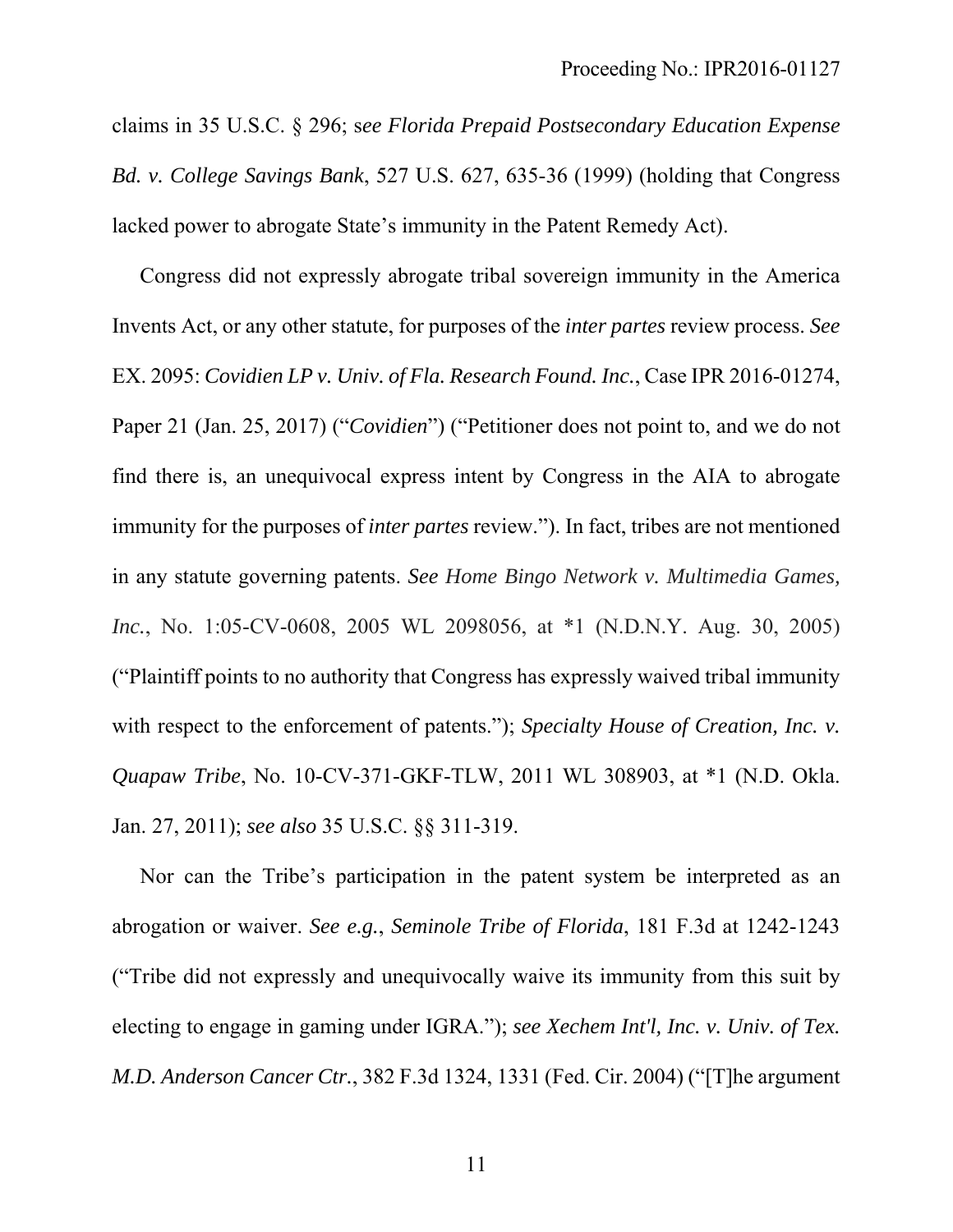claims in 35 U.S.C. § 296; s*ee Florida Prepaid Postsecondary Education Expense Bd. v. College Savings Bank*, 527 U.S. 627, 635-36 (1999) (holding that Congress lacked power to abrogate State's immunity in the Patent Remedy Act).

Congress did not expressly abrogate tribal sovereign immunity in the America Invents Act, or any other statute, for purposes of the *inter partes* review process. *See* EX. 2095: *Covidien LP v. Univ. of Fla. Research Found. Inc.*, Case IPR 2016-01274, Paper 21 (Jan. 25, 2017) ("*Covidien*") ("Petitioner does not point to, and we do not find there is, an unequivocal express intent by Congress in the AIA to abrogate immunity for the purposes of *inter partes* review."). In fact, tribes are not mentioned in any statute governing patents. *See Home Bingo Network v. Multimedia Games, Inc.*, No. 1:05-CV-0608, 2005 WL 2098056, at *1 (N.D.N.Y. Aug. 30, 2005) ("Plaintiff points to no authority that Congress has expressly waived tribal immunity with respect to the enforcement of patents."); *Specialty House of Creation, Inc. v. Quapaw Tribe*, No. 10-CV-371-GKF-TLW, 2011 WL 308903, at *1 (N.D. Okla. Jan. 27, 2011); *see also* 35 U.S.C. §§ 311-319.

Nor can the Tribe's participation in the patent system be interpreted as an abrogation or waiver. *See e.g.*, *Seminole Tribe of Florida*, 181 F.3d at 1242-1243 ("Tribe did not expressly and unequivocally waive its immunity from this suit by electing to engage in gaming under IGRA."); *see Xechem Int'l, Inc. v. Univ. of Tex. M.D. Anderson Cancer Ctr.*, 382 F.3d 1324, 1331 (Fed. Cir. 2004) ("[T]he argument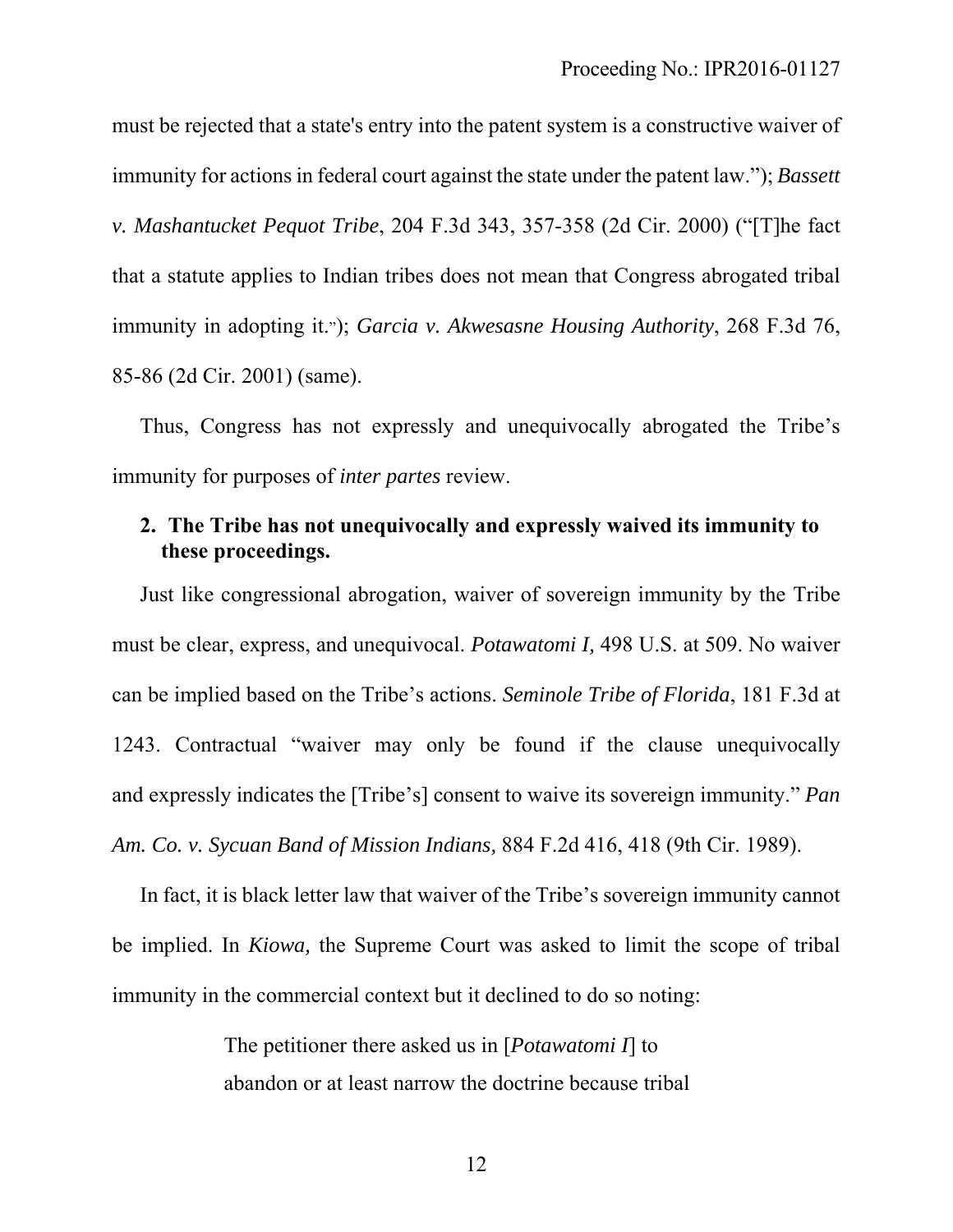must be rejected that a state's entry into the patent system is a constructive waiver of immunity for actions in federal court against the state under the patent law."); *Bassett v. Mashantucket Pequot Tribe*, 204 F.3d 343, 357-358 (2d Cir. 2000) ("[T]he fact that a statute applies to Indian tribes does not mean that Congress abrogated tribal immunity in adopting it."); *Garcia v. Akwesasne Housing Authority*, 268 F.3d 76, 85-86 (2d Cir. 2001) (same).

Thus, Congress has not expressly and unequivocally abrogated the Tribe's immunity for purposes of *inter partes* review.

**2. The Tribe has not unequivocally and expressly waived its immunity to these proceedings.**

Just like congressional abrogation, waiver of sovereign immunity by the Tribe must be clear, express, and unequivocal. *Potawatomi I,* 498 U.S. at 509. No waiver can be implied based on the Tribe's actions. *Seminole Tribe of Florida*, 181 F.3d at 1243. Contractual "waiver may only be found if the clause unequivocally and expressly indicates the [Tribe's] consent to waive its sovereign immunity." *Pan Am. Co. v. Sycuan Band of Mission Indians,* 884 F.2d 416, 418 (9th Cir. 1989).

In fact, it is black letter law that waiver of the Tribe's sovereign immunity cannot be implied. In *Kiowa,* the Supreme Court was asked to limit the scope of tribal immunity in the commercial context but it declined to do so noting:

> The petitioner there asked us in [*Potawatomi I*] to abandon or at least narrow the doctrine because tribal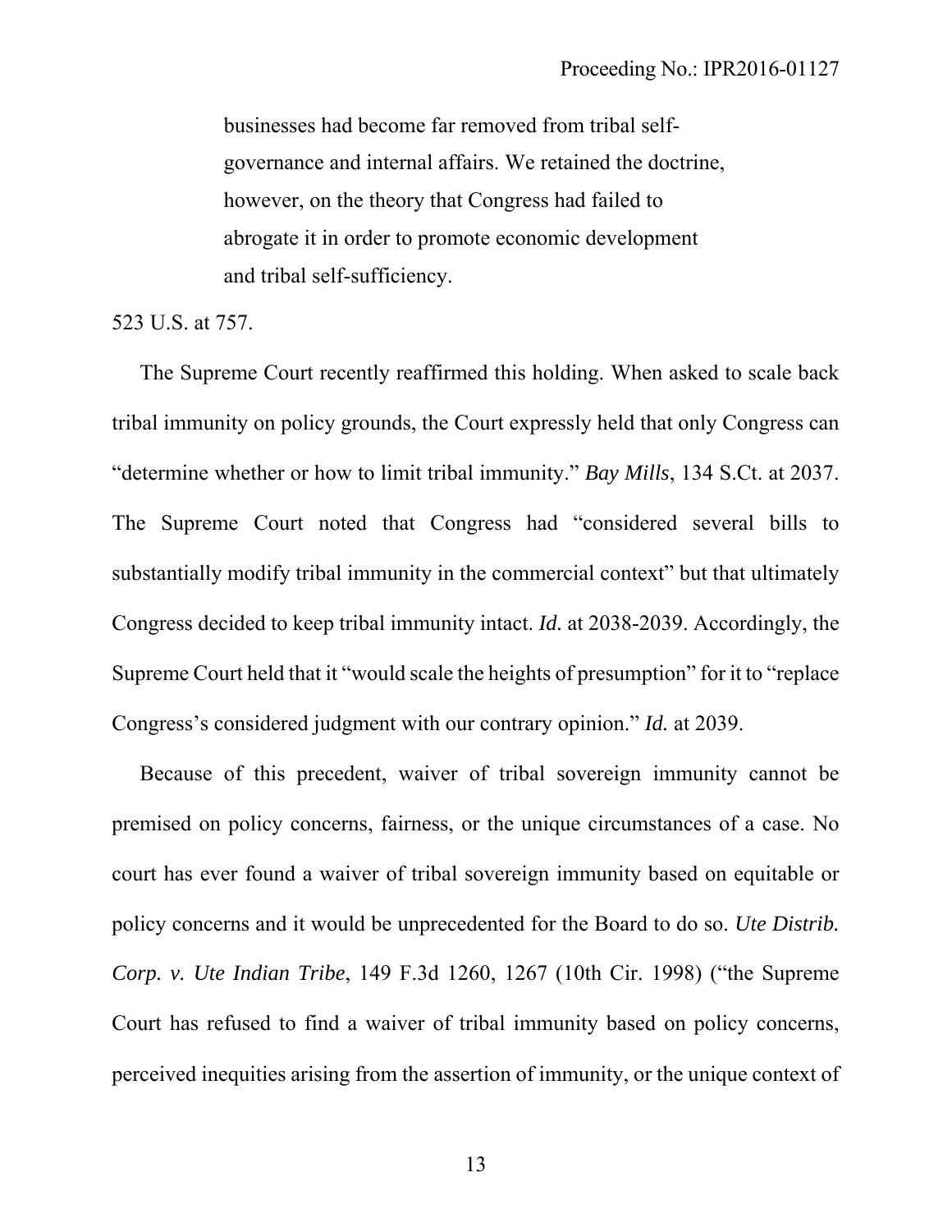> businesses had become far removed from tribal self-governance and internal affairs. We retained the doctrine, however, on the theory that Congress had failed to abrogate it in order to promote economic development and tribal self-sufficiency.

523 U.S. at 757.

The Supreme Court recently reaffirmed this holding. When asked to scale back tribal immunity on policy grounds, the Court expressly held that only Congress can "determine whether or how to limit tribal immunity." *Bay Mills*, 134 S.Ct. at 2037. The Supreme Court noted that Congress had "considered several bills to substantially modify tribal immunity in the commercial context" but that ultimately Congress decided to keep tribal immunity intact. *Id.* at 2038-2039. Accordingly, the Supreme Court held that it "would scale the heights of presumption" for it to "replace Congress's considered judgment with our contrary opinion." *Id.* at 2039.

Because of this precedent, waiver of tribal sovereign immunity cannot be premised on policy concerns, fairness, or the unique circumstances of a case. No court has ever found a waiver of tribal sovereign immunity based on equitable or policy concerns and it would be unprecedented for the Board to do so. *Ute Distrib. Corp. v. Ute Indian Tribe*, 149 F.3d 1260, 1267 (10th Cir. 1998) ("the Supreme Court has refused to find a waiver of tribal immunity based on policy concerns, perceived inequities arising from the assertion of immunity, or the unique context of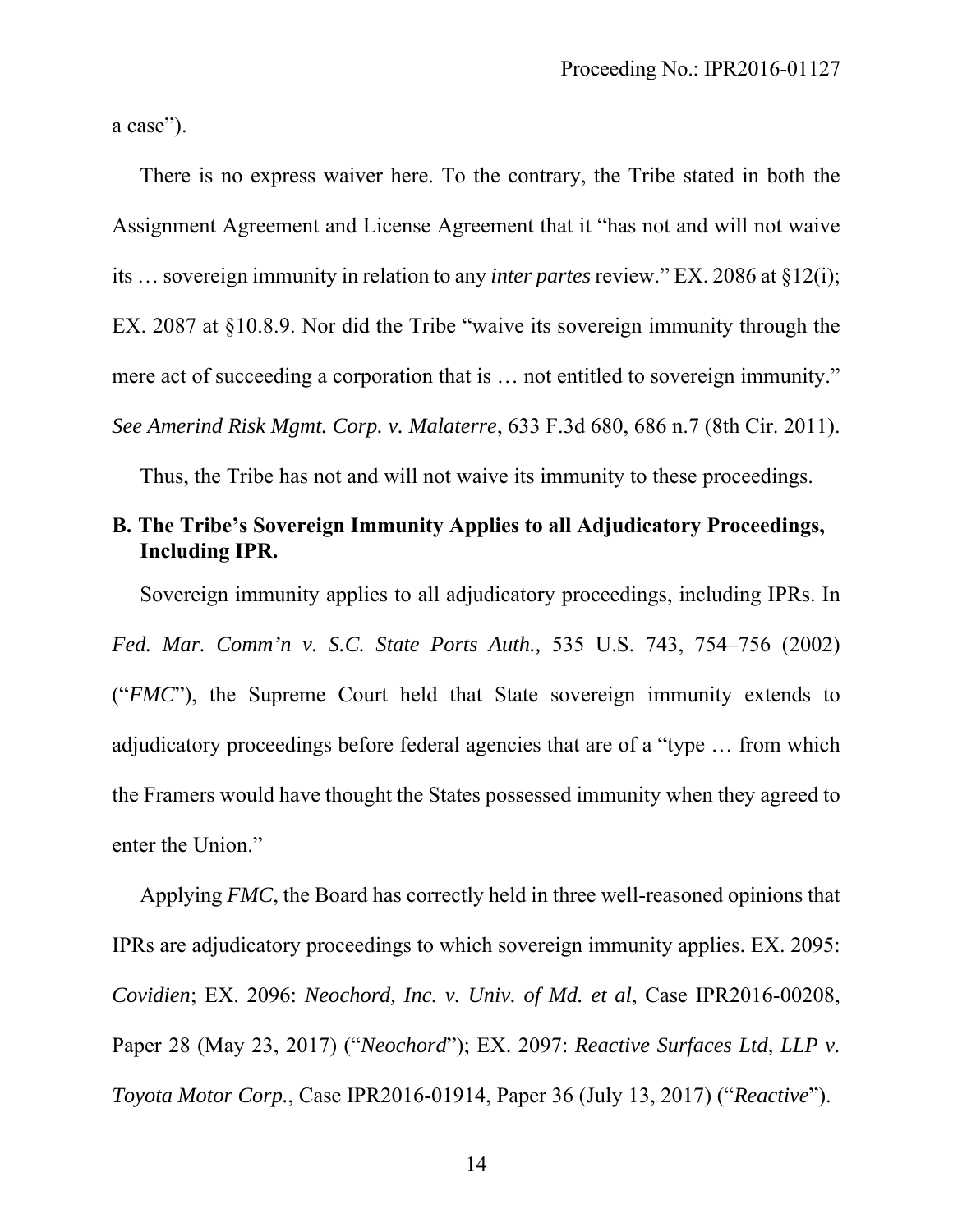a case").

There is no express waiver here. To the contrary, the Tribe stated in both the Assignment Agreement and License Agreement that it "has not and will not waive its … sovereign immunity in relation to any *inter partes* review." EX. 2086 at §12(i); EX. 2087 at §10.8.9. Nor did the Tribe "waive its sovereign immunity through the mere act of succeeding a corporation that is … not entitled to sovereign immunity." *See Amerind Risk Mgmt. Corp. v. Malaterre*, 633 F.3d 680, 686 n.7 (8th Cir. 2011).

Thus, the Tribe has not and will not waive its immunity to these proceedings.

### B. The Tribe's Sovereign Immunity Applies to all Adjudicatory Proceedings, Including IPR.

Sovereign immunity applies to all adjudicatory proceedings, including IPRs. In *Fed. Mar. Comm'n v. S.C. State Ports Auth.,* 535 U.S. 743, 754–756 (2002) ("*FMC*"), the Supreme Court held that State sovereign immunity extends to adjudicatory proceedings before federal agencies that are of a "type … from which the Framers would have thought the States possessed immunity when they agreed to enter the Union."

Applying *FMC*, the Board has correctly held in three well-reasoned opinions that IPRs are adjudicatory proceedings to which sovereign immunity applies. EX. 2095: *Covidien*; EX. 2096: *Neochord, Inc. v. Univ. of Md. et al*, Case IPR2016-00208, Paper 28 (May 23, 2017) ("*Neochord*"); EX. 2097: *Reactive Surfaces Ltd, LLP v. Toyota Motor Corp.*, Case IPR2016-01914, Paper 36 (July 13, 2017) ("*Reactive*").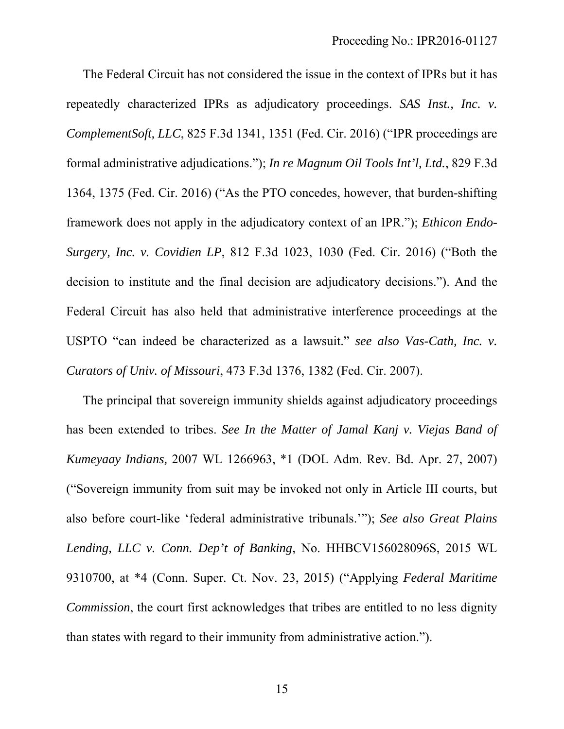The Federal Circuit has not considered the issue in the context of IPRs but it has repeatedly characterized IPRs as adjudicatory proceedings. *SAS Inst., Inc. v. ComplementSoft, LLC*, 825 F.3d 1341, 1351 (Fed. Cir. 2016) ("IPR proceedings are formal administrative adjudications."); *In re Magnum Oil Tools Int'l, Ltd.*, 829 F.3d 1364, 1375 (Fed. Cir. 2016) ("As the PTO concedes, however, that burden-shifting framework does not apply in the adjudicatory context of an IPR."); *Ethicon Endo-Surgery, Inc. v. Covidien LP*, 812 F.3d 1023, 1030 (Fed. Cir. 2016) ("Both the decision to institute and the final decision are adjudicatory decisions."). And the Federal Circuit has also held that administrative interference proceedings at the USPTO "can indeed be characterized as a lawsuit." *see also Vas-Cath, Inc. v. Curators of Univ. of Missouri*, 473 F.3d 1376, 1382 (Fed. Cir. 2007).

The principal that sovereign immunity shields against adjudicatory proceedings has been extended to tribes. *See In the Matter of Jamal Kanj v. Viejas Band of Kumeyaay Indians,* 2007 WL 1266963, *1 (DOL Adm. Rev. Bd. Apr. 27, 2007) ("Sovereign immunity from suit may be invoked not only in Article III courts, but also before court-like 'federal administrative tribunals.'"); *See also Great Plains Lending, LLC v. Conn. Dep't of Banking*, No. HHBCV156028096S, 2015 WL 9310700, at *4 (Conn. Super. Ct. Nov. 23, 2015) ("Applying *Federal Maritime Commission*, the court first acknowledges that tribes are entitled to no less dignity than states with regard to their immunity from administrative action.").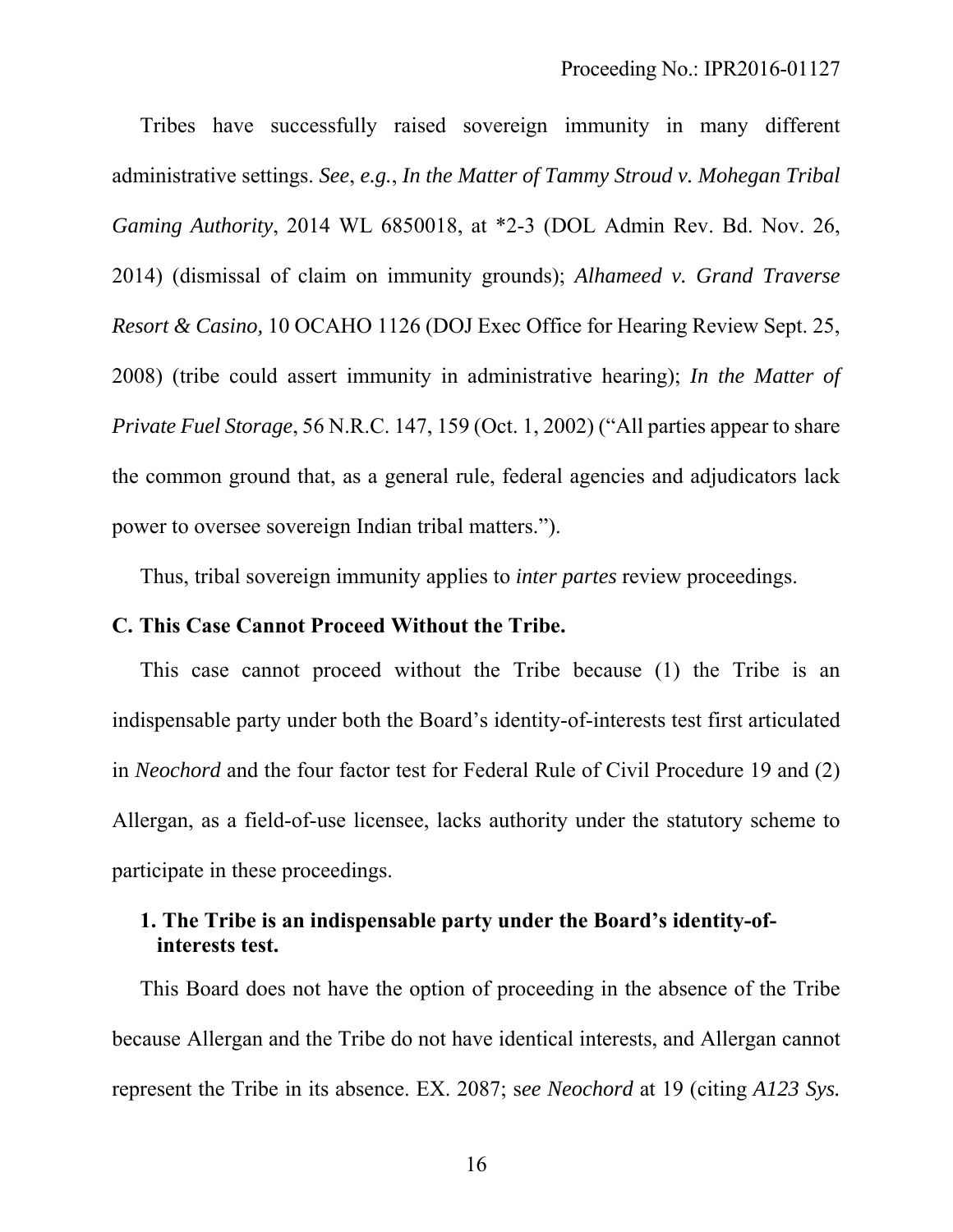Tribes have successfully raised sovereign immunity in many different administrative settings. *See*, *e.g.*, *In the Matter of Tammy Stroud v. Mohegan Tribal Gaming Authority*, 2014 WL 6850018, at *2-3 (DOL Admin Rev. Bd. Nov. 26, 2014) (dismissal of claim on immunity grounds); *Alhameed v. Grand Traverse Resort & Casino,* 10 OCAHO 1126 (DOJ Exec Office for Hearing Review Sept. 25, 2008) (tribe could assert immunity in administrative hearing); *In the Matter of Private Fuel Storage*, 56 N.R.C. 147, 159 (Oct. 1, 2002) ("All parties appear to share the common ground that, as a general rule, federal agencies and adjudicators lack power to oversee sovereign Indian tribal matters.").

Thus, tribal sovereign immunity applies to *inter partes* review proceedings.

### C. This Case Cannot Proceed Without the Tribe.

This case cannot proceed without the Tribe because (1) the Tribe is an indispensable party under both the Board's identity-of-interests test first articulated in *Neochord* and the four factor test for Federal Rule of Civil Procedure 19 and (2) Allergan, as a field-of-use licensee, lacks authority under the statutory scheme to participate in these proceedings.

#### 1. The Tribe is an indispensable party under the Board's identity-of-interests test.

This Board does not have the option of proceeding in the absence of the Tribe because Allergan and the Tribe do not have identical interests, and Allergan cannot represent the Tribe in its absence. EX. 2087; s*ee Neochord* at 19 (citing *A123 Sys.*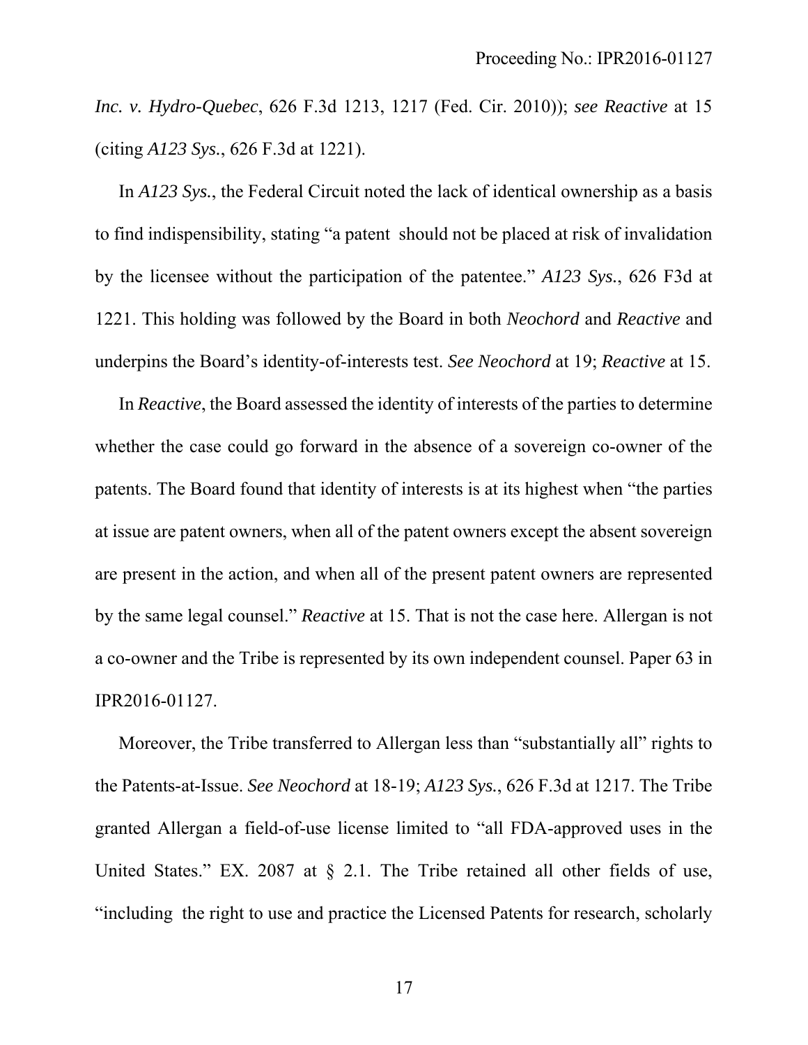*Inc. v. Hydro-Quebec*, 626 F.3d 1213, 1217 (Fed. Cir. 2010)); *see Reactive* at 15 (citing *A123 Sys.*, 626 F.3d at 1221).

In *A123 Sys.*, the Federal Circuit noted the lack of identical ownership as a basis to find indispensibility, stating "a patent should not be placed at risk of invalidation by the licensee without the participation of the patentee." *A123 Sys.*, 626 F3d at 1221. This holding was followed by the Board in both *Neochord* and *Reactive* and underpins the Board's identity-of-interests test. *See Neochord* at 19; *Reactive* at 15.

In *Reactive*, the Board assessed the identity of interests of the parties to determine whether the case could go forward in the absence of a sovereign co-owner of the patents. The Board found that identity of interests is at its highest when "the parties at issue are patent owners, when all of the patent owners except the absent sovereign are present in the action, and when all of the present patent owners are represented by the same legal counsel." *Reactive* at 15. That is not the case here. Allergan is not a co-owner and the Tribe is represented by its own independent counsel. Paper 63 in IPR2016-01127.

Moreover, the Tribe transferred to Allergan less than "substantially all" rights to the Patents-at-Issue. *See Neochord* at 18-19; *A123 Sys.*, 626 F.3d at 1217. The Tribe granted Allergan a field-of-use license limited to "all FDA-approved uses in the United States." EX. 2087 at § 2.1. The Tribe retained all other fields of use, "including the right to use and practice the Licensed Patents for research, scholarly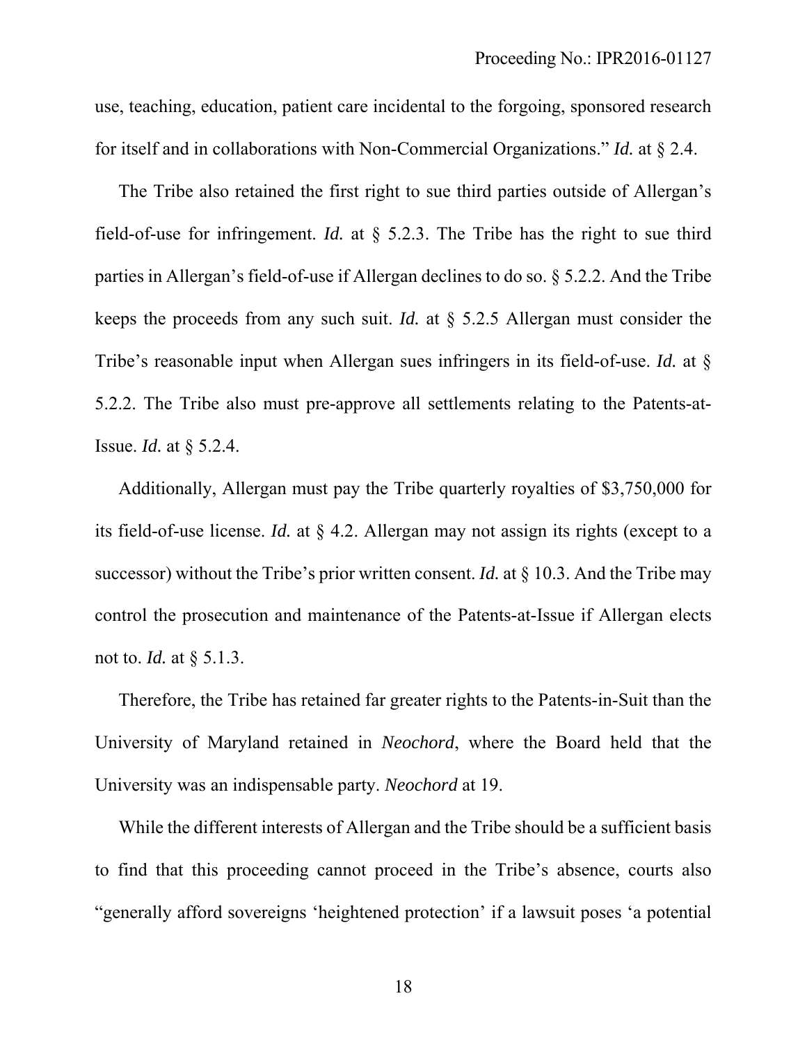use, teaching, education, patient care incidental to the forgoing, sponsored research for itself and in collaborations with Non-Commercial Organizations." *Id.* at § 2.4.

The Tribe also retained the first right to sue third parties outside of Allergan's field-of-use for infringement. *Id.* at § 5.2.3. The Tribe has the right to sue third parties in Allergan's field-of-use if Allergan declines to do so. § 5.2.2. And the Tribe keeps the proceeds from any such suit. *Id.* at § 5.2.5 Allergan must consider the Tribe's reasonable input when Allergan sues infringers in its field-of-use. *Id.* at § 5.2.2. The Tribe also must pre-approve all settlements relating to the Patents-at-Issue. *Id.* at § 5.2.4.

Additionally, Allergan must pay the Tribe quarterly royalties of $3,750,000 for its field-of-use license. *Id.* at § 4.2. Allergan may not assign its rights (except to a successor) without the Tribe's prior written consent. *Id.* at § 10.3. And the Tribe may control the prosecution and maintenance of the Patents-at-Issue if Allergan elects not to. *Id.* at § 5.1.3.

Therefore, the Tribe has retained far greater rights to the Patents-in-Suit than the University of Maryland retained in *Neochord*, where the Board held that the University was an indispensable party. *Neochord* at 19.

While the different interests of Allergan and the Tribe should be a sufficient basis to find that this proceeding cannot proceed in the Tribe's absence, courts also "generally afford sovereigns 'heightened protection' if a lawsuit poses 'a potential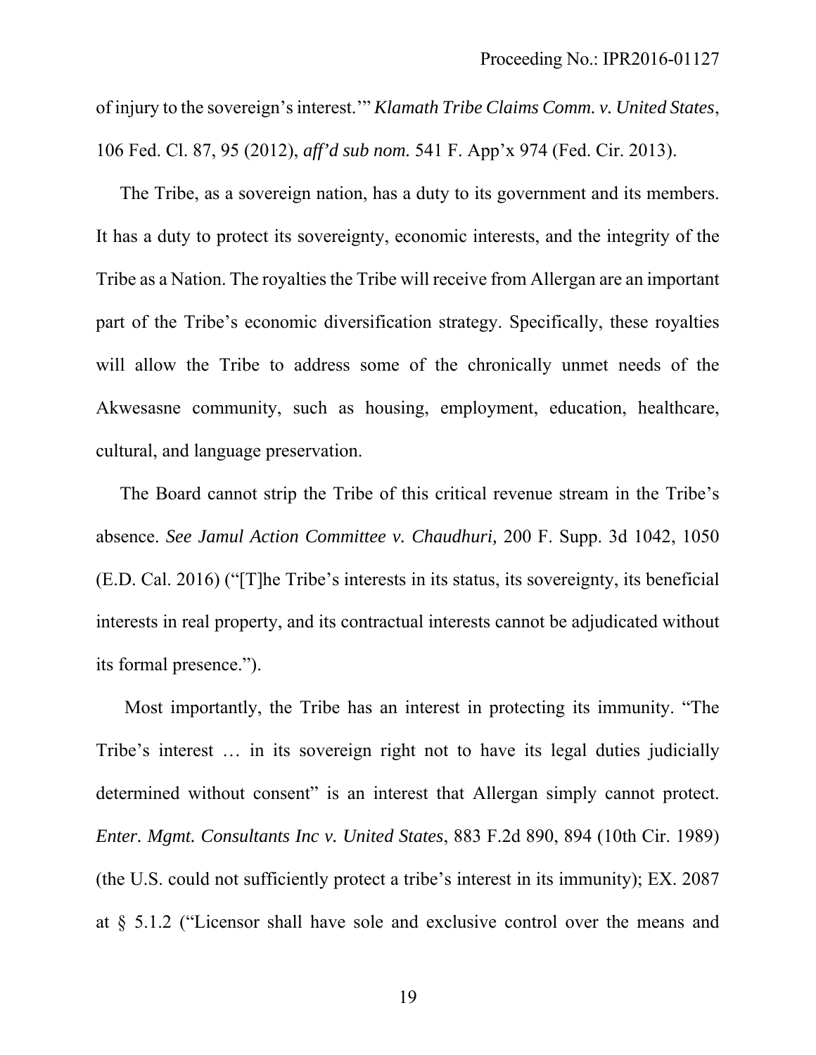of injury to the sovereign's interest.'" *Klamath Tribe Claims Comm. v. United States*, 106 Fed. Cl. 87, 95 (2012), *aff'd sub nom.* 541 F. App'x 974 (Fed. Cir. 2013).

The Tribe, as a sovereign nation, has a duty to its government and its members. It has a duty to protect its sovereignty, economic interests, and the integrity of the Tribe as a Nation. The royalties the Tribe will receive from Allergan are an important part of the Tribe's economic diversification strategy. Specifically, these royalties will allow the Tribe to address some of the chronically unmet needs of the Akwesasne community, such as housing, employment, education, healthcare, cultural, and language preservation.

The Board cannot strip the Tribe of this critical revenue stream in the Tribe's absence. *See Jamul Action Committee v. Chaudhuri,* 200 F. Supp. 3d 1042, 1050 (E.D. Cal. 2016) ("[T]he Tribe's interests in its status, its sovereignty, its beneficial interests in real property, and its contractual interests cannot be adjudicated without its formal presence.").

Most importantly, the Tribe has an interest in protecting its immunity. "The Tribe's interest … in its sovereign right not to have its legal duties judicially determined without consent" is an interest that Allergan simply cannot protect. *Enter. Mgmt. Consultants Inc v. United States*, 883 F.2d 890, 894 (10th Cir. 1989) (the U.S. could not sufficiently protect a tribe's interest in its immunity); EX. 2087 at § 5.1.2 ("Licensor shall have sole and exclusive control over the means and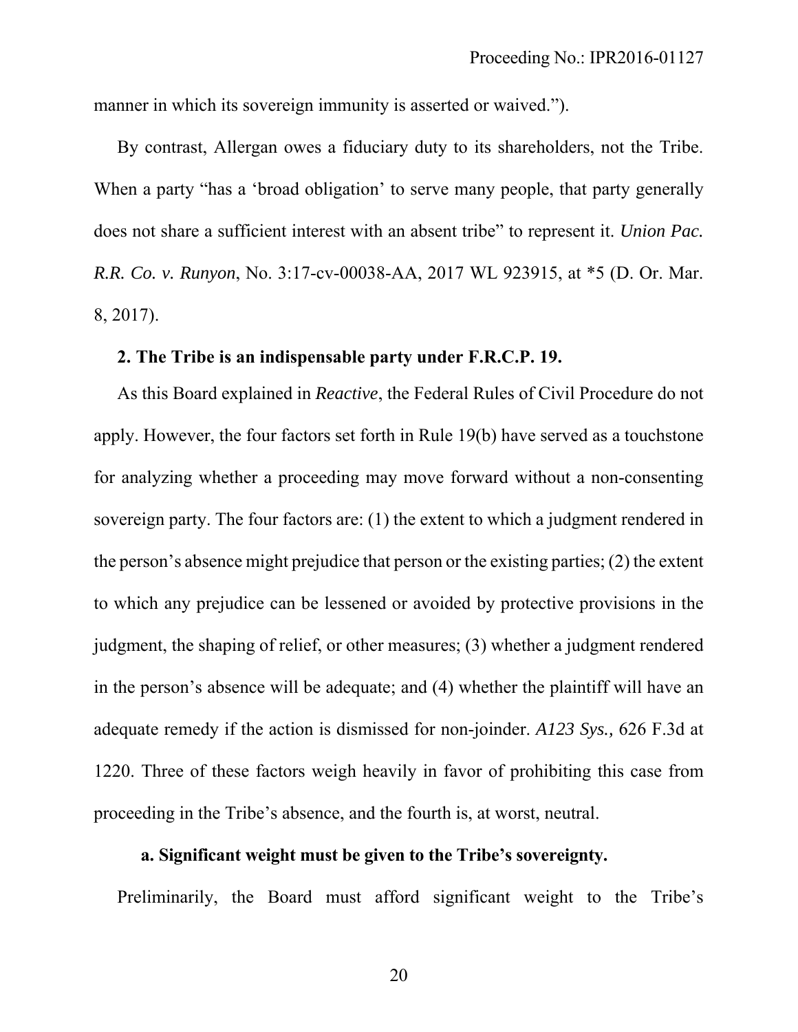manner in which its sovereign immunity is asserted or waived.").

By contrast, Allergan owes a fiduciary duty to its shareholders, not the Tribe. When a party "has a 'broad obligation' to serve many people, that party generally does not share a sufficient interest with an absent tribe" to represent it. *Union Pac. R.R. Co. v. Runyon*, No. 3:17-cv-00038-AA, 2017 WL 923915, at *5 (D. Or. Mar. 8, 2017).

### 2. The Tribe is an indispensable party under F.R.C.P. 19.

As this Board explained in *Reactive*, the Federal Rules of Civil Procedure do not apply. However, the four factors set forth in Rule 19(b) have served as a touchstone for analyzing whether a proceeding may move forward without a non-consenting sovereign party. The four factors are: (1) the extent to which a judgment rendered in the person's absence might prejudice that person or the existing parties; (2) the extent to which any prejudice can be lessened or avoided by protective provisions in the judgment, the shaping of relief, or other measures; (3) whether a judgment rendered in the person's absence will be adequate; and (4) whether the plaintiff will have an adequate remedy if the action is dismissed for non-joinder. *A123 Sys.,* 626 F.3d at 1220. Three of these factors weigh heavily in favor of prohibiting this case from proceeding in the Tribe's absence, and the fourth is, at worst, neutral.

#### a. Significant weight must be given to the Tribe's sovereignty.

Preliminarily, the Board must afford significant weight to the Tribe's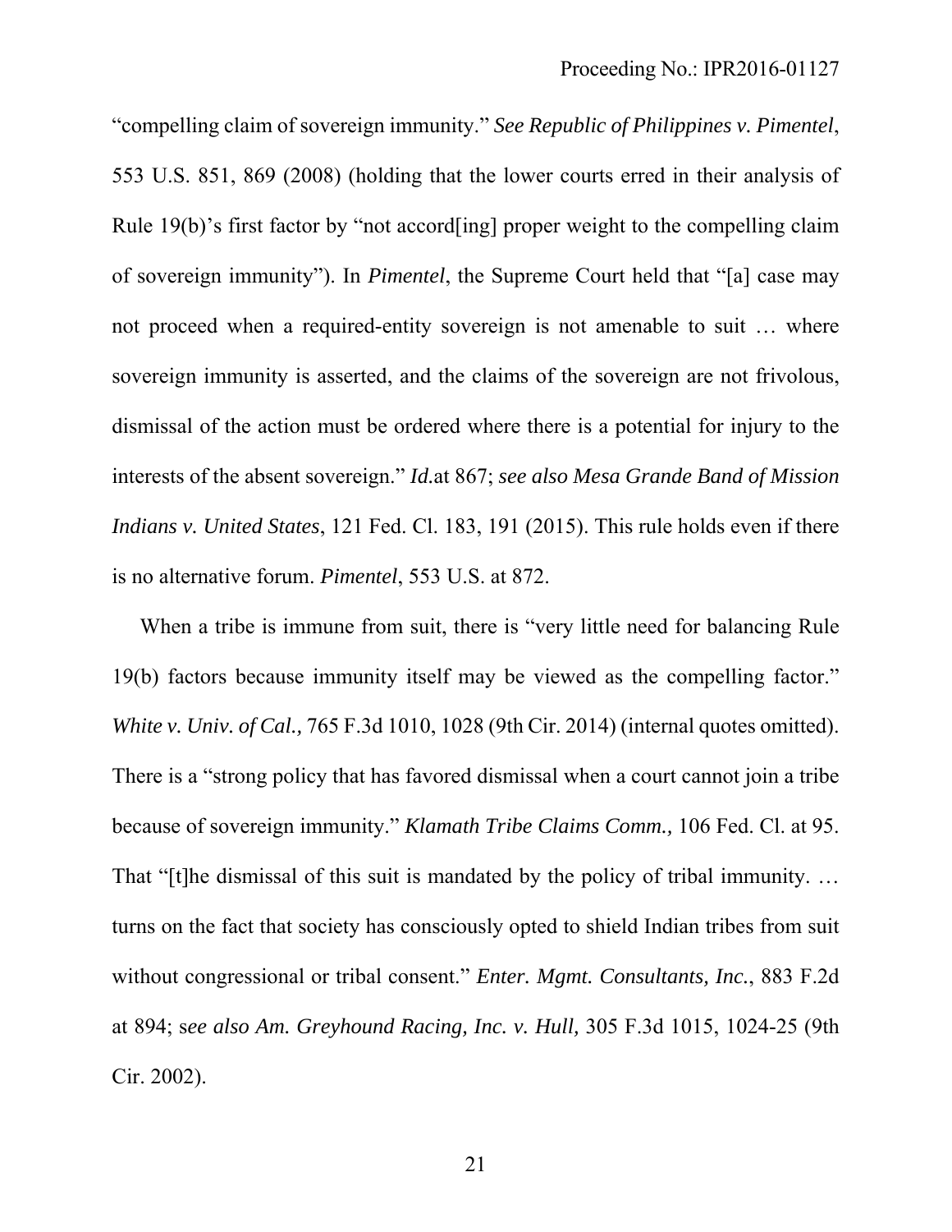"compelling claim of sovereign immunity." *See Republic of Philippines v. Pimentel*, 553 U.S. 851, 869 (2008) (holding that the lower courts erred in their analysis of Rule 19(b)'s first factor by "not accord[ing] proper weight to the compelling claim of sovereign immunity"). In *Pimentel*, the Supreme Court held that "[a] case may not proceed when a required-entity sovereign is not amenable to suit … where sovereign immunity is asserted, and the claims of the sovereign are not frivolous, dismissal of the action must be ordered where there is a potential for injury to the interests of the absent sovereign." *Id.*at 867; *see also Mesa Grande Band of Mission Indians v. United States*, 121 Fed. Cl. 183, 191 (2015). This rule holds even if there is no alternative forum. *Pimentel*, 553 U.S. at 872.

When a tribe is immune from suit, there is "very little need for balancing Rule 19(b) factors because immunity itself may be viewed as the compelling factor." *White v. Univ. of Cal.,* 765 F.3d 1010, 1028 (9th Cir. 2014) (internal quotes omitted). There is a "strong policy that has favored dismissal when a court cannot join a tribe because of sovereign immunity." *Klamath Tribe Claims Comm.,* 106 Fed. Cl. at 95. That "[t]he dismissal of this suit is mandated by the policy of tribal immunity. … turns on the fact that society has consciously opted to shield Indian tribes from suit without congressional or tribal consent." *Enter. Mgmt. Consultants, Inc.*, 883 F.2d at 894; s*ee also Am. Greyhound Racing, Inc. v. Hull,* 305 F.3d 1015, 1024-25 (9th Cir. 2002).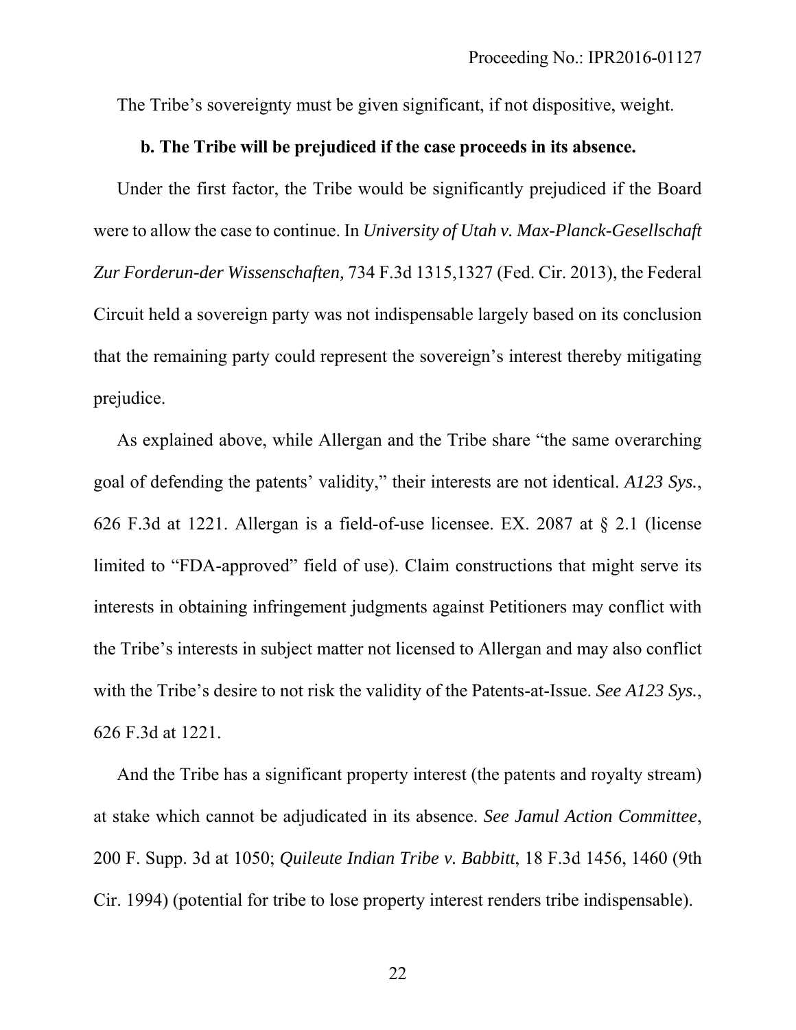The Tribe's sovereignty must be given significant, if not dispositive, weight.

**b. The Tribe will be prejudiced if the case proceeds in its absence.**

Under the first factor, the Tribe would be significantly prejudiced if the Board were to allow the case to continue. In *University of Utah v. Max-Planck-Gesellschaft Zur Forderun-der Wissenschaften,* 734 F.3d 1315,1327 (Fed. Cir. 2013), the Federal Circuit held a sovereign party was not indispensable largely based on its conclusion that the remaining party could represent the sovereign's interest thereby mitigating prejudice.

As explained above, while Allergan and the Tribe share "the same overarching goal of defending the patents' validity," their interests are not identical. *A123 Sys.*, 626 F.3d at 1221. Allergan is a field-of-use licensee. EX. 2087 at § 2.1 (license limited to "FDA-approved" field of use). Claim constructions that might serve its interests in obtaining infringement judgments against Petitioners may conflict with the Tribe's interests in subject matter not licensed to Allergan and may also conflict with the Tribe's desire to not risk the validity of the Patents-at-Issue. *See A123 Sys.*, 626 F.3d at 1221.

And the Tribe has a significant property interest (the patents and royalty stream) at stake which cannot be adjudicated in its absence. *See Jamul Action Committee*, 200 F. Supp. 3d at 1050; *Quileute Indian Tribe v. Babbitt*, 18 F.3d 1456, 1460 (9th Cir. 1994) (potential for tribe to lose property interest renders tribe indispensable).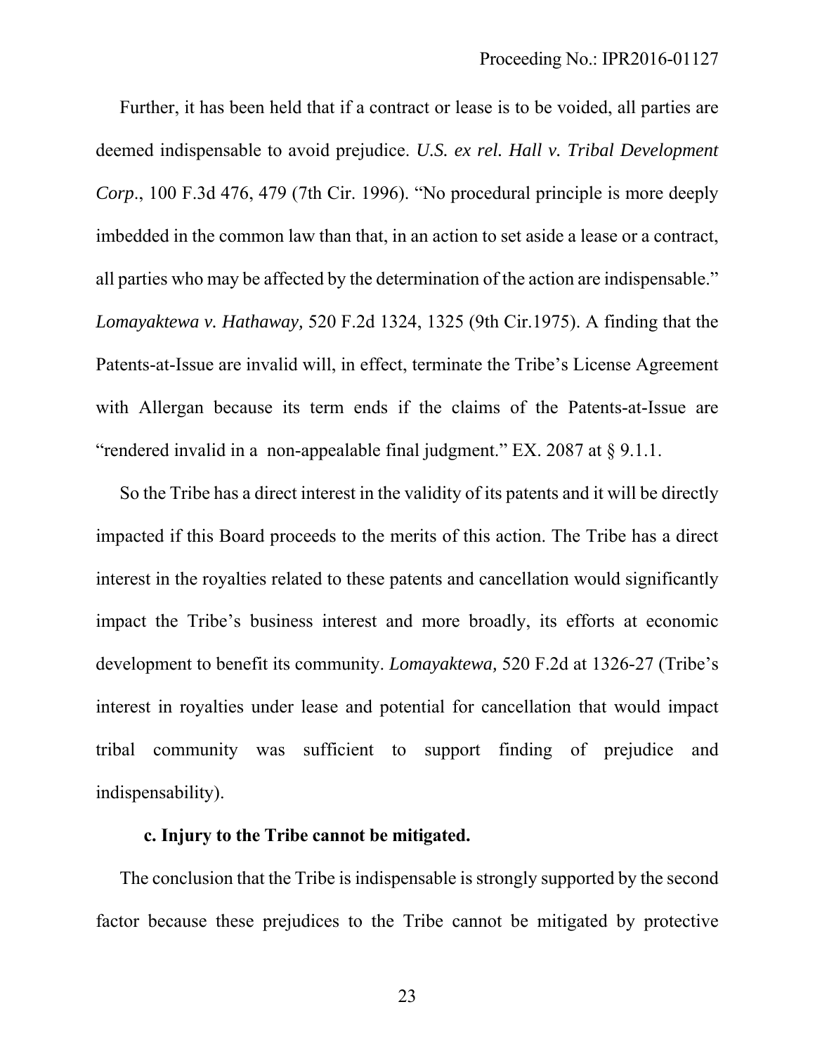Further, it has been held that if a contract or lease is to be voided, all parties are deemed indispensable to avoid prejudice. *U.S. ex rel. Hall v. Tribal Development Corp*., 100 F.3d 476, 479 (7th Cir. 1996). "No procedural principle is more deeply imbedded in the common law than that, in an action to set aside a lease or a contract, all parties who may be affected by the determination of the action are indispensable." *Lomayaktewa v. Hathaway,* 520 F.2d 1324, 1325 (9th Cir.1975). A finding that the Patents-at-Issue are invalid will, in effect, terminate the Tribe's License Agreement with Allergan because its term ends if the claims of the Patents-at-Issue are "rendered invalid in a non-appealable final judgment." EX. 2087 at § 9.1.1.

So the Tribe has a direct interest in the validity of its patents and it will be directly impacted if this Board proceeds to the merits of this action. The Tribe has a direct interest in the royalties related to these patents and cancellation would significantly impact the Tribe's business interest and more broadly, its efforts at economic development to benefit its community. *Lomayaktewa,* 520 F.2d at 1326-27 (Tribe's interest in royalties under lease and potential for cancellation that would impact tribal community was sufficient to support finding of prejudice and indispensability).

**c. Injury to the Tribe cannot be mitigated.**

The conclusion that the Tribe is indispensable is strongly supported by the second factor because these prejudices to the Tribe cannot be mitigated by protective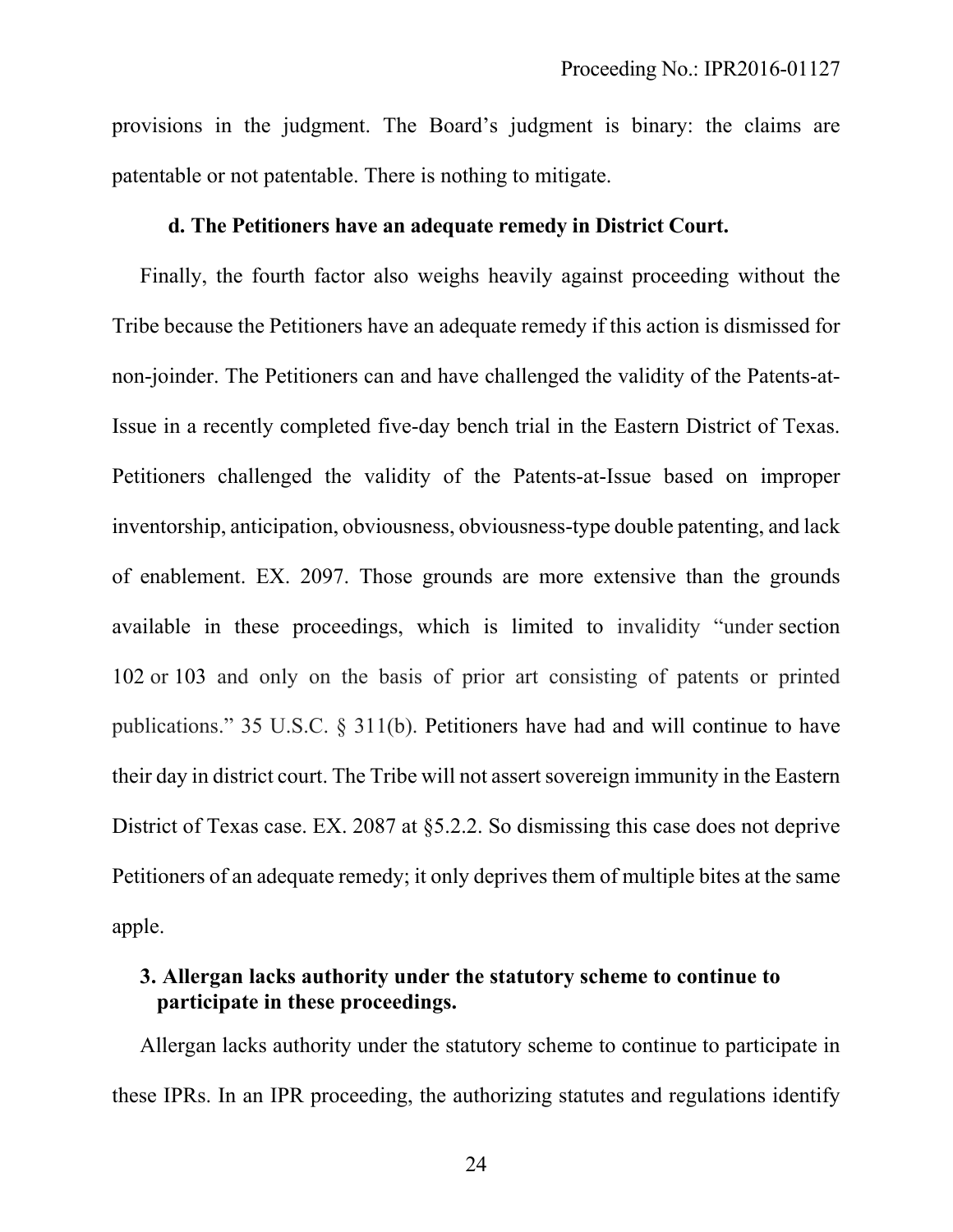provisions in the judgment. The Board's judgment is binary: the claims are patentable or not patentable. There is nothing to mitigate.

**d. The Petitioners have an adequate remedy in District Court.**

Finally, the fourth factor also weighs heavily against proceeding without the Tribe because the Petitioners have an adequate remedy if this action is dismissed for non-joinder. The Petitioners can and have challenged the validity of the Patents-at-Issue in a recently completed five-day bench trial in the Eastern District of Texas. Petitioners challenged the validity of the Patents-at-Issue based on improper inventorship, anticipation, obviousness, obviousness-type double patenting, and lack of enablement. EX. 2097. Those grounds are more extensive than the grounds available in these proceedings, which is limited to invalidity "under section 102 or 103 and only on the basis of prior art consisting of patents or printed publications." 35 U.S.C. § 311(b). Petitioners have had and will continue to have their day in district court. The Tribe will not assert sovereign immunity in the Eastern District of Texas case. EX. 2087 at §5.2.2. So dismissing this case does not deprive Petitioners of an adequate remedy; it only deprives them of multiple bites at the same apple.

**3. Allergan lacks authority under the statutory scheme to continue to participate in these proceedings.**

Allergan lacks authority under the statutory scheme to continue to participate in these IPRs. In an IPR proceeding, the authorizing statutes and regulations identify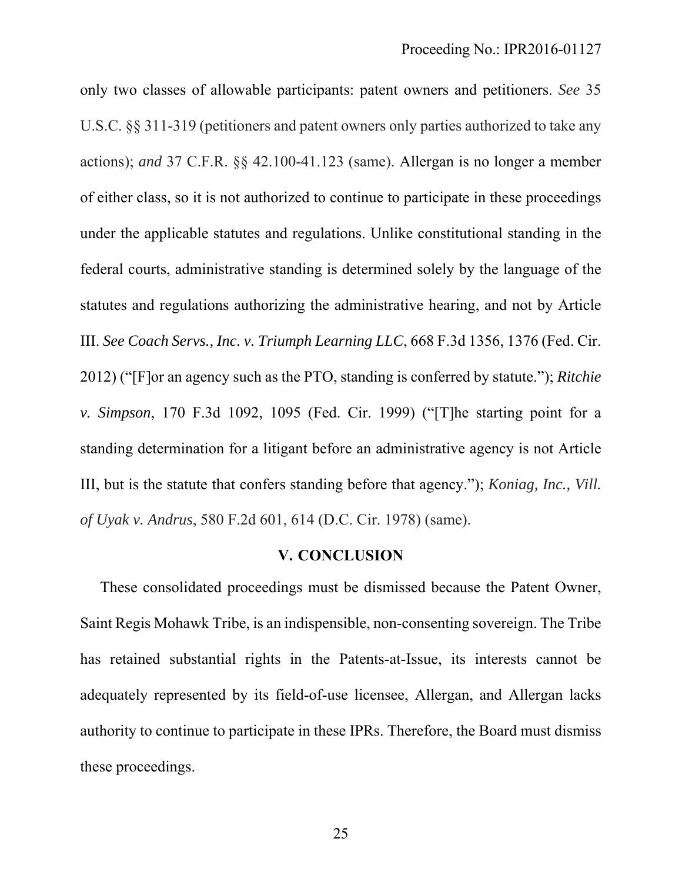only two classes of allowable participants: patent owners and petitioners. *See* 35 U.S.C. §§ 311-319 (petitioners and patent owners only parties authorized to take any actions); *and* 37 C.F.R. §§ 42.100-41.123 (same). Allergan is no longer a member of either class, so it is not authorized to continue to participate in these proceedings under the applicable statutes and regulations. Unlike constitutional standing in the federal courts, administrative standing is determined solely by the language of the statutes and regulations authorizing the administrative hearing, and not by Article III. *See Coach Servs., Inc. v. Triumph Learning LLC*, 668 F.3d 1356, 1376 (Fed. Cir. 2012) ("[F]or an agency such as the PTO, standing is conferred by statute."); *Ritchie v. Simpson*, 170 F.3d 1092, 1095 (Fed. Cir. 1999) ("[T]he starting point for a standing determination for a litigant before an administrative agency is not Article III, but is the statute that confers standing before that agency."); *Koniag, Inc., Vill. of Uyak v. Andrus*, 580 F.2d 601, 614 (D.C. Cir. 1978) (same).

## V. CONCLUSION

These consolidated proceedings must be dismissed because the Patent Owner, Saint Regis Mohawk Tribe, is an indispensible, non-consenting sovereign. The Tribe has retained substantial rights in the Patents-at-Issue, its interests cannot be adequately represented by its field-of-use licensee, Allergan, and Allergan lacks authority to continue to participate in these IPRs. Therefore, the Board must dismiss these proceedings.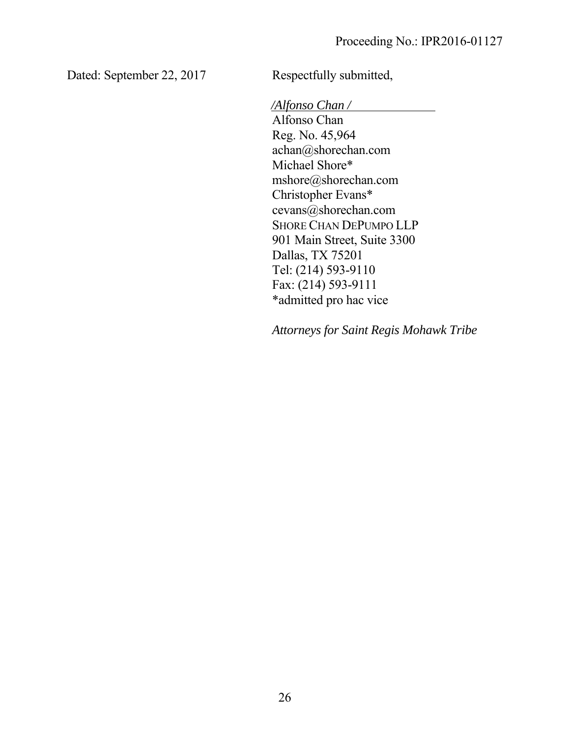Dated: September 22, 2017

Respectfully submitted,

*/Alfonso Chan /*

Alfonso Chan
Reg. No. 45,964
achan@shorechan.com
Michael Shore*
mshore@shorechan.com
Christopher Evans*
cevans@shorechan.com
SHORE CHAN DEPUMPO LLP
901 Main Street, Suite 3300
Dallas, TX 75201
Tel: (214) 593-9110
Fax: (214) 593-9111
*admitted pro hac vice

*Attorneys for Saint Regis Mohawk Tribe*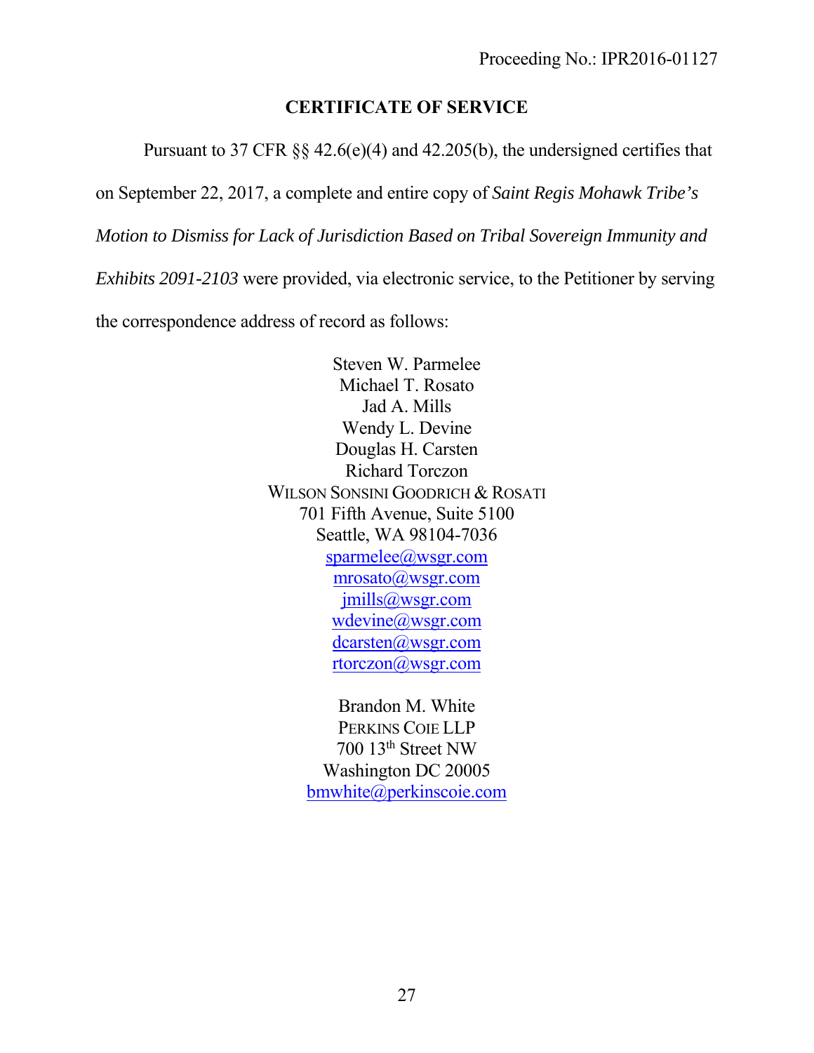Proceeding No.: IPR2016-01127

## CERTIFICATE OF SERVICE

Pursuant to 37 CFR §§ 42.6(e)(4) and 42.205(b), the undersigned certifies that on September 22, 2017, a complete and entire copy of *Saint Regis Mohawk Tribe's Motion to Dismiss for Lack of Jurisdiction Based on Tribal Sovereign Immunity and Exhibits 2091-2103* were provided, via electronic service, to the Petitioner by serving the correspondence address of record as follows:

Steven W. Parmelee
Michael T. Rosato
Jad A. Mills
Wendy L. Devine
Douglas H. Carsten
Richard Torczon
WILSON SONSINI GOODRICH & ROSATI
701 Fifth Avenue, Suite 5100
Seattle, WA 98104-7036
sparmelee@wsgr.com
mrosato@wsgr.com
jmills@wsgr.com
wdevine@wsgr.com
dcarsten@wsgr.com
rtorczon@wsgr.com

Brandon M. White
PERKINS COIE LLP
700 13th Street NW
Washington DC 20005
bmwhite@perkinscoie.com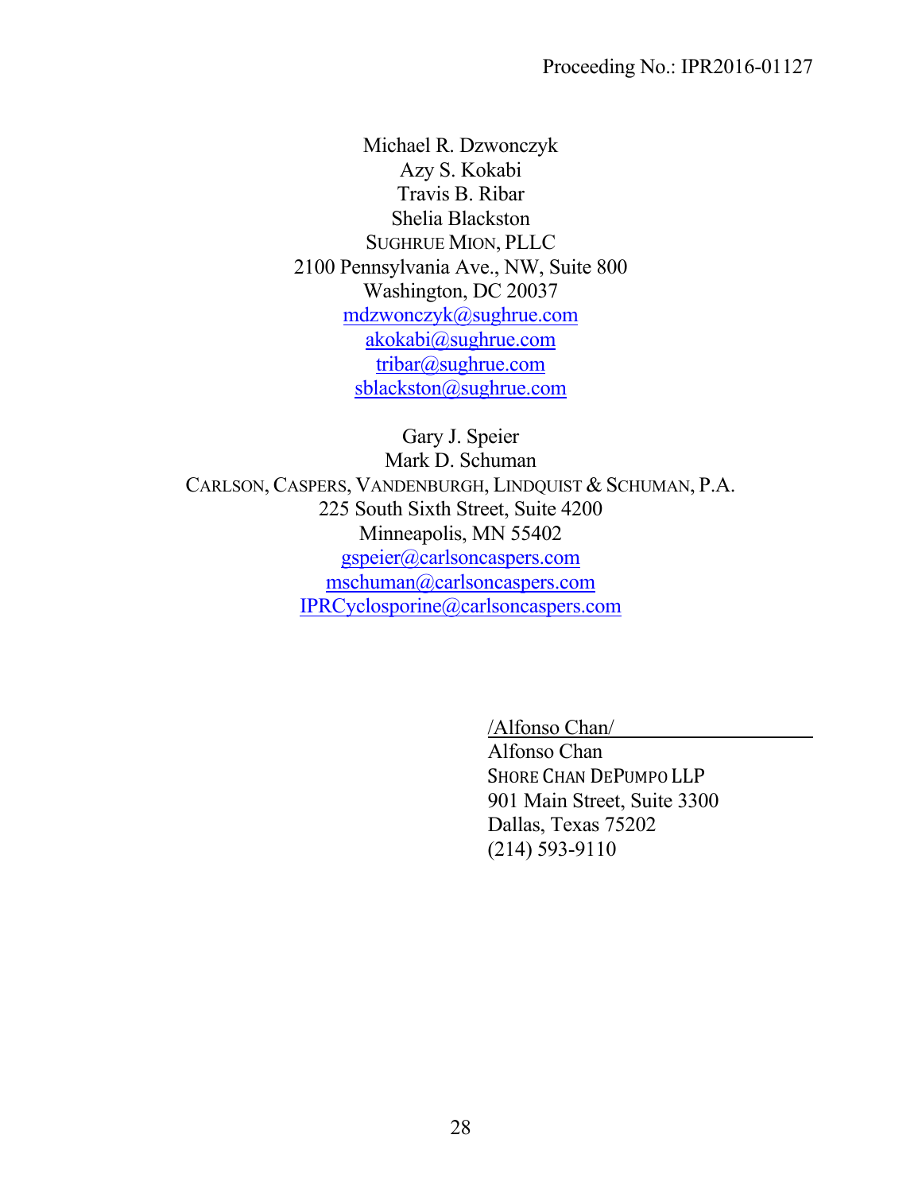Michael R. Dzwonczyk
Azy S. Kokabi
Travis B. Ribar
Shelia Blackston
SUGHRUE MION, PLLC
2100 Pennsylvania Ave., NW, Suite 800
Washington, DC 20037
mdzwonczyk@sughrue.com
akokabi@sughrue.com
tribar@sughrue.com
sblackston@sughrue.com

Gary J. Speier
Mark D. Schuman
CARLSON, CASPERS, VANDENBURGH, LINDQUIST & SCHUMAN, P.A.
225 South Sixth Street, Suite 4200
Minneapolis, MN 55402
gspeier@carlsoncaspers.com
mschuman@carlsoncaspers.com
IPRCyclosporine@carlsoncaspers.com

/Alfonso Chan/
Alfonso Chan
SHORE CHAN DEPUMPO LLP
901 Main Street, Suite 3300
Dallas, Texas 75202
(214) 593-9110